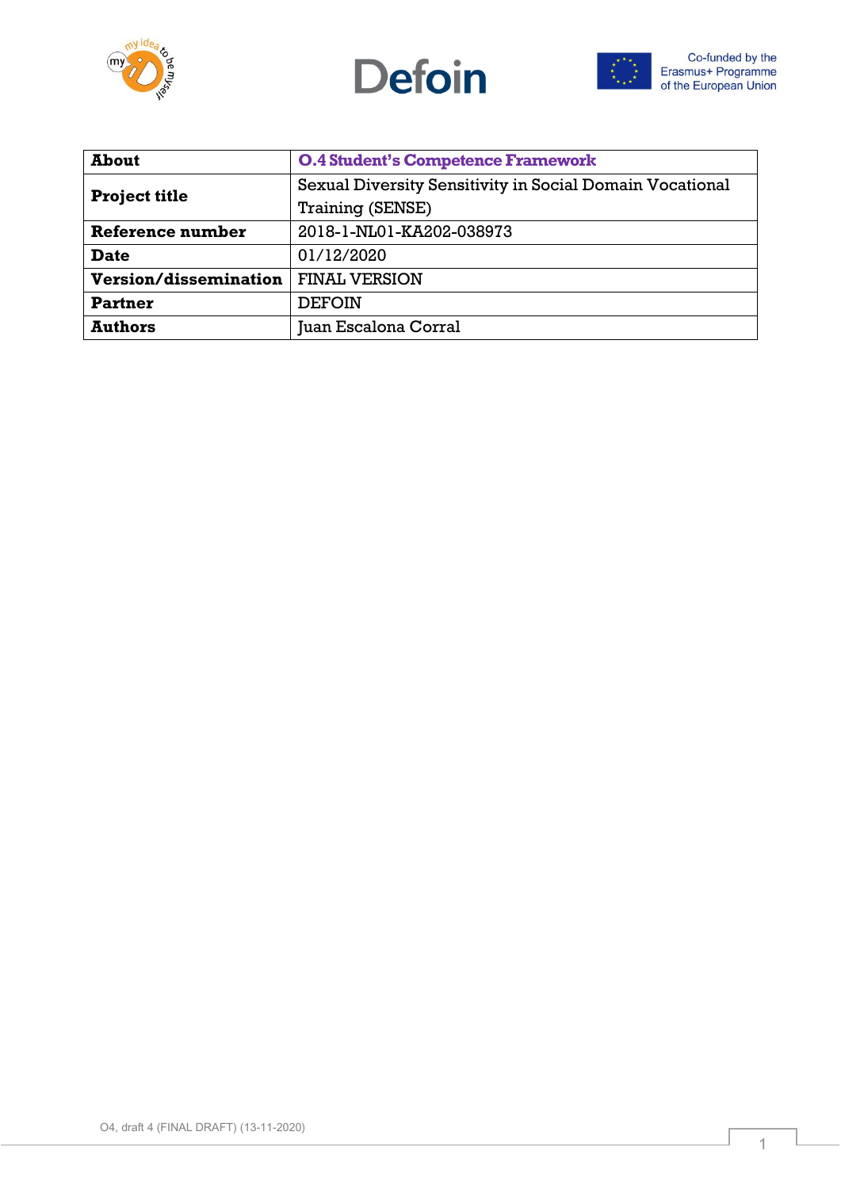| About | O.4 Student's Competence Framework |
|---|---|
| Project title | Sexual Diversity Sensitivity in Social Domain Vocational Training (SENSE) |
| Reference number | 2018-1-NL01-KA202-038973 |
| Date | 01/12/2020 |
| Version/dissemination | FINAL VERSION |
| Partner | DEFOIN |
| Authors | Juan Escalona Corral |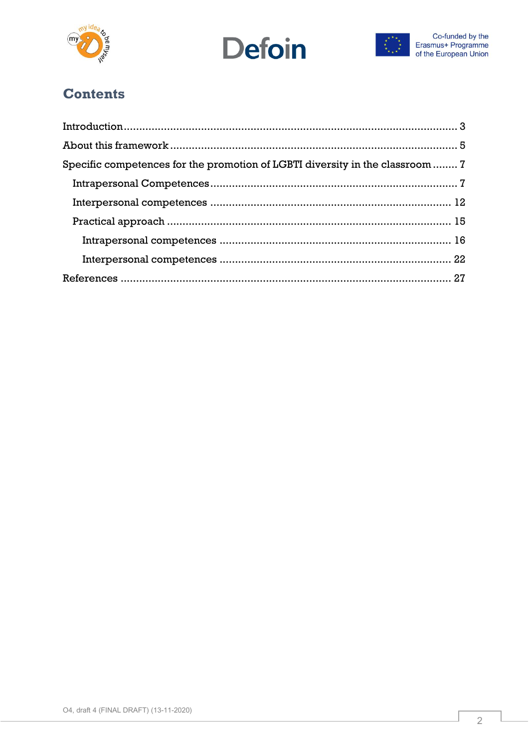# Contents

Introduction .......... 3

About this framework .......... 5

Specific competences for the promotion of LGBTI diversity in the classroom .......... 7

- Intrapersonal Competences .......... 7
- Interpersonal competences .......... 12
- Practical approach .......... 15
  - Intrapersonal competences .......... 16
  - Interpersonal competences .......... 22

References .......... 27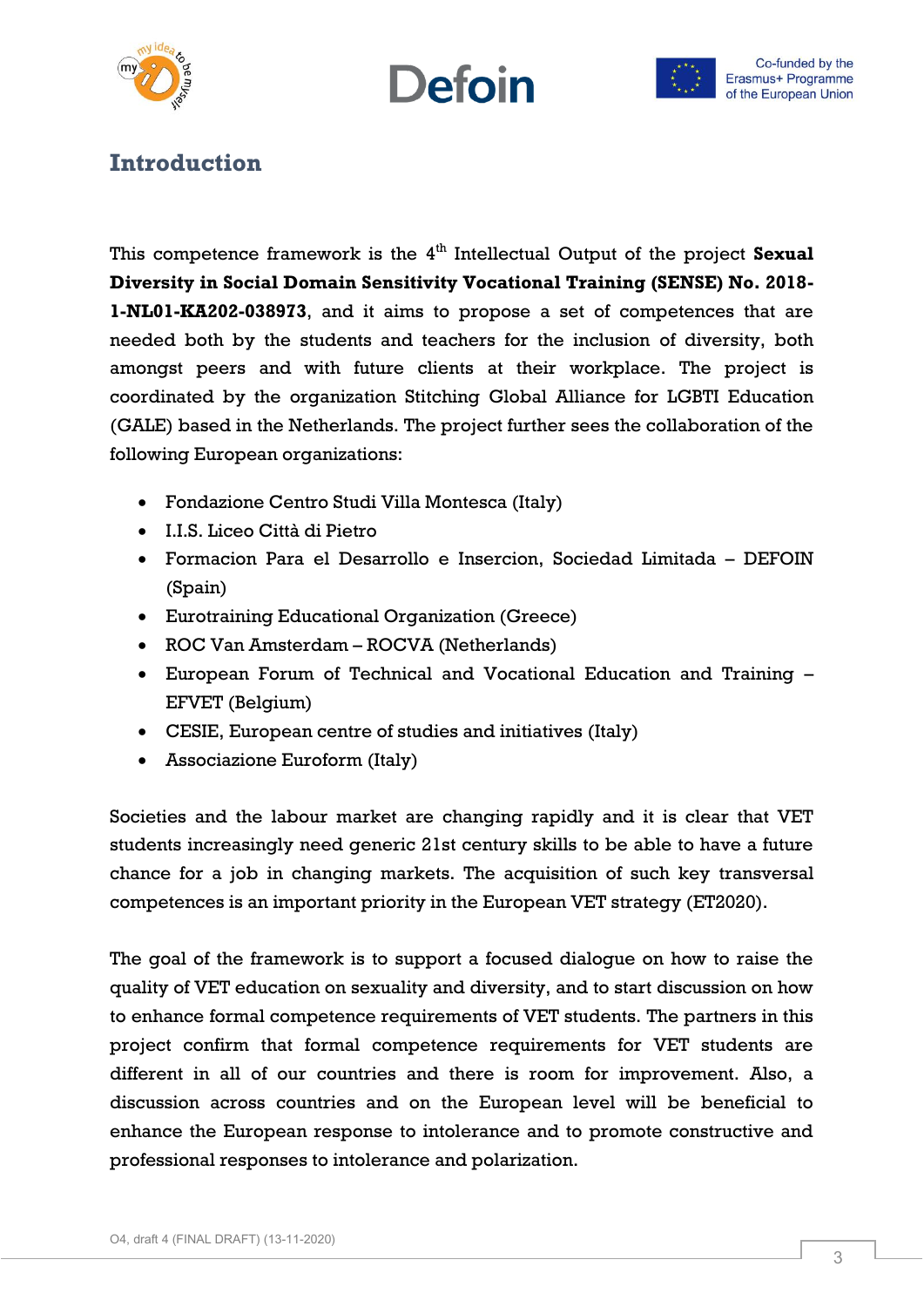# Introduction

This competence framework is the 4th Intellectual Output of the project **Sexual Diversity in Social Domain Sensitivity Vocational Training (SENSE) No. 2018-1-NL01-KA202-038973**, and it aims to propose a set of competences that are needed both by the students and teachers for the inclusion of diversity, both amongst peers and with future clients at their workplace. The project is coordinated by the organization Stitching Global Alliance for LGBTI Education (GALE) based in the Netherlands. The project further sees the collaboration of the following European organizations:

- Fondazione Centro Studi Villa Montesca (Italy)
- I.I.S. Liceo Città di Pietro
- Formacion Para el Desarrollo e Insercion, Sociedad Limitada – DEFOIN (Spain)
- Eurotraining Educational Organization (Greece)
- ROC Van Amsterdam – ROCVA (Netherlands)
- European Forum of Technical and Vocational Education and Training – EFVET (Belgium)
- CESIE, European centre of studies and initiatives (Italy)
- Associazione Euroform (Italy)

Societies and the labour market are changing rapidly and it is clear that VET students increasingly need generic 21st century skills to be able to have a future chance for a job in changing markets. The acquisition of such key transversal competences is an important priority in the European VET strategy (ET2020).

The goal of the framework is to support a focused dialogue on how to raise the quality of VET education on sexuality and diversity, and to start discussion on how to enhance formal competence requirements of VET students. The partners in this project confirm that formal competence requirements for VET students are different in all of our countries and there is room for improvement. Also, a discussion across countries and on the European level will be beneficial to enhance the European response to intolerance and to promote constructive and professional responses to intolerance and polarization.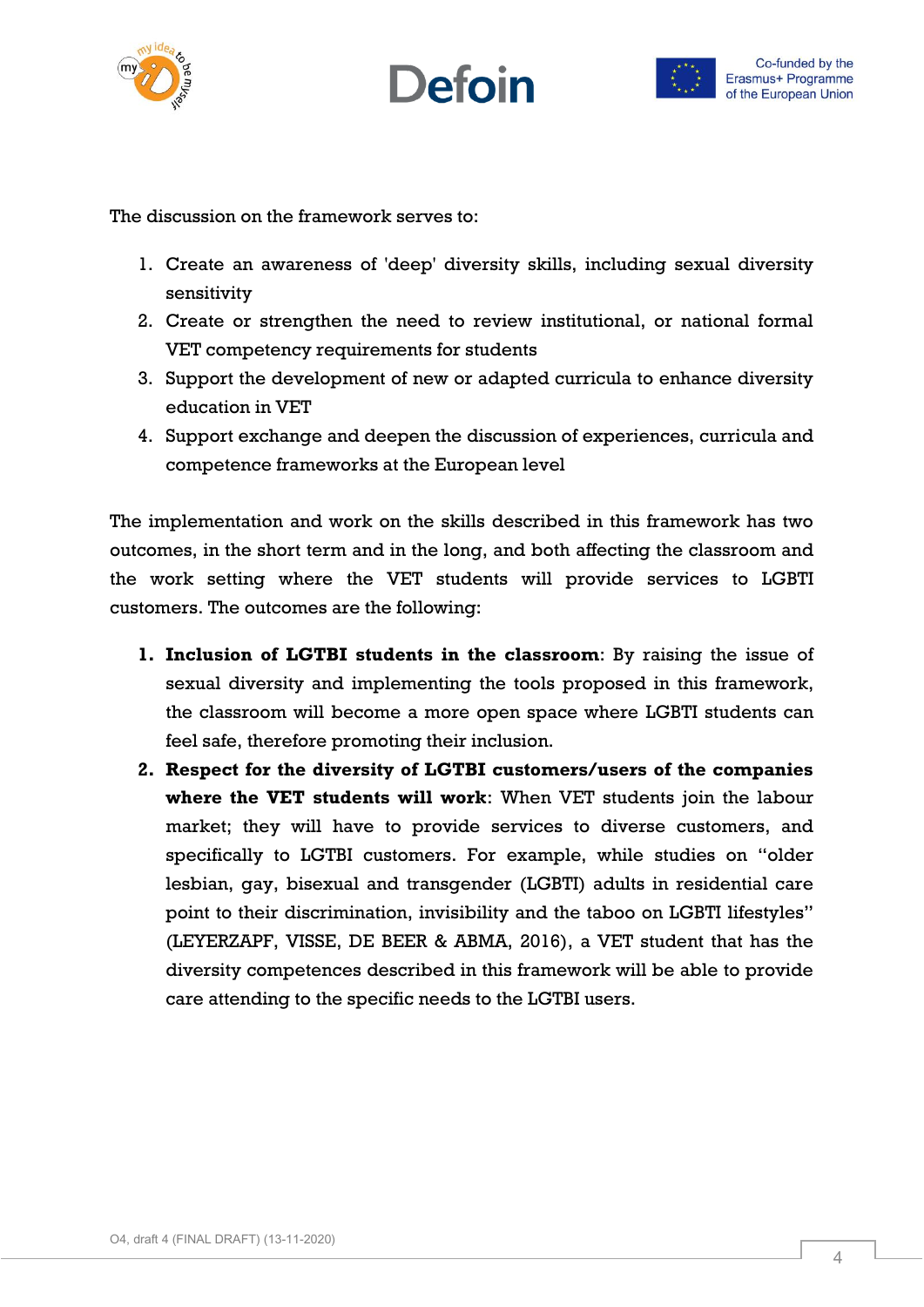The discussion on the framework serves to:

1. Create an awareness of 'deep' diversity skills, including sexual diversity sensitivity
2. Create or strengthen the need to review institutional, or national formal VET competency requirements for students
3. Support the development of new or adapted curricula to enhance diversity education in VET
4. Support exchange and deepen the discussion of experiences, curricula and competence frameworks at the European level

The implementation and work on the skills described in this framework has two outcomes, in the short term and in the long, and both affecting the classroom and the work setting where the VET students will provide services to LGBTI customers. The outcomes are the following:

1. **Inclusion of LGTBI students in the classroom**: By raising the issue of sexual diversity and implementing the tools proposed in this framework, the classroom will become a more open space where LGBTI students can feel safe, therefore promoting their inclusion.
2. **Respect for the diversity of LGTBI customers/users of the companies where the VET students will work**: When VET students join the labour market; they will have to provide services to diverse customers, and specifically to LGBTI customers. For example, while studies on "older lesbian, gay, bisexual and transgender (LGBTI) adults in residential care point to their discrimination, invisibility and the taboo on LGBTI lifestyles" (LEYERZAPF, VISSE, DE BEER & ABMA, 2016), a VET student that has the diversity competences described in this framework will be able to provide care attending to the specific needs to the LGTBI users.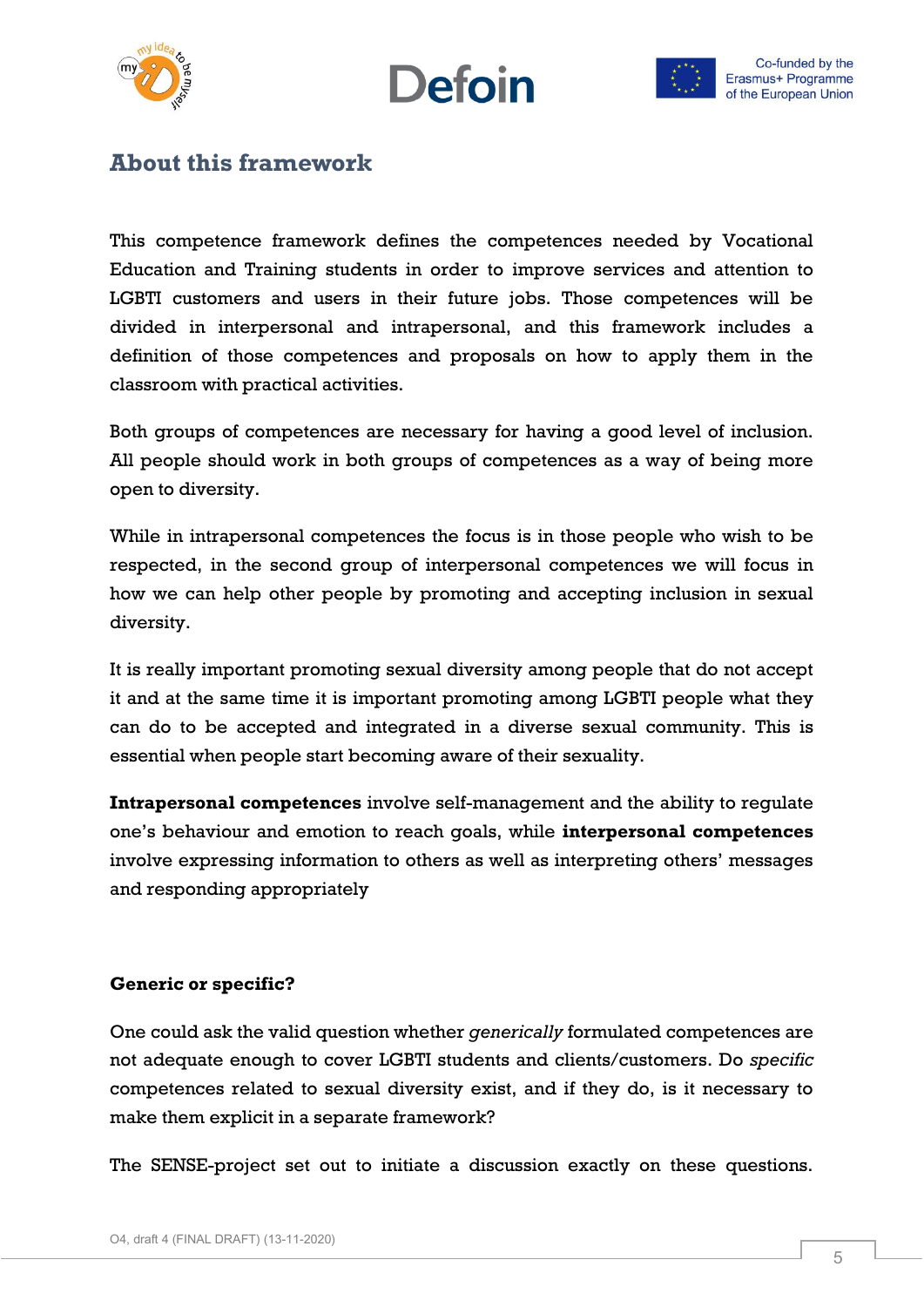## About this framework

This competence framework defines the competences needed by Vocational Education and Training students in order to improve services and attention to LGBTI customers and users in their future jobs. Those competences will be divided in interpersonal and intrapersonal, and this framework includes a definition of those competences and proposals on how to apply them in the classroom with practical activities.

Both groups of competences are necessary for having a good level of inclusion. All people should work in both groups of competences as a way of being more open to diversity.

While in intrapersonal competences the focus is in those people who wish to be respected, in the second group of interpersonal competences we will focus in how we can help other people by promoting and accepting inclusion in sexual diversity.

It is really important promoting sexual diversity among people that do not accept it and at the same time it is important promoting among LGBTI people what they can do to be accepted and integrated in a diverse sexual community. This is essential when people start becoming aware of their sexuality.

**Intrapersonal competences** involve self-management and the ability to regulate one's behaviour and emotion to reach goals, while **interpersonal competences** involve expressing information to others as well as interpreting others' messages and responding appropriately

**Generic or specific?**

One could ask the valid question whether *generically* formulated competences are not adequate enough to cover LGBTI students and clients/customers. Do *specific* competences related to sexual diversity exist, and if they do, is it necessary to make them explicit in a separate framework?

The SENSE-project set out to initiate a discussion exactly on these questions.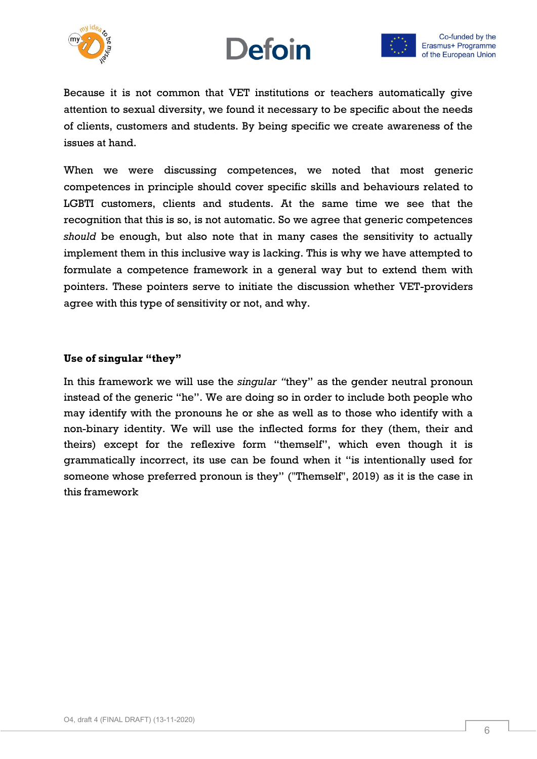Because it is not common that VET institutions or teachers automatically give attention to sexual diversity, we found it necessary to be specific about the needs of clients, customers and students. By being specific we create awareness of the issues at hand.

When we were discussing competences, we noted that most generic competences in principle should cover specific skills and behaviours related to LGBTI customers, clients and students. At the same time we see that the recognition that this is so, is not automatic. So we agree that generic competences *should* be enough, but also note that in many cases the sensitivity to actually implement them in this inclusive way is lacking. This is why we have attempted to formulate a competence framework in a general way but to extend them with pointers. These pointers serve to initiate the discussion whether VET-providers agree with this type of sensitivity or not, and why.

**Use of singular "they"**

In this framework we will use the *singular* "they" as the gender neutral pronoun instead of the generic "he". We are doing so in order to include both people who may identify with the pronouns he or she as well as to those who identify with a non-binary identity. We will use the inflected forms for they (them, their and theirs) except for the reflexive form "themself", which even though it is grammatically incorrect, its use can be found when it "is intentionally used for someone whose preferred pronoun is they" ("Themself", 2019) as it is the case in this framework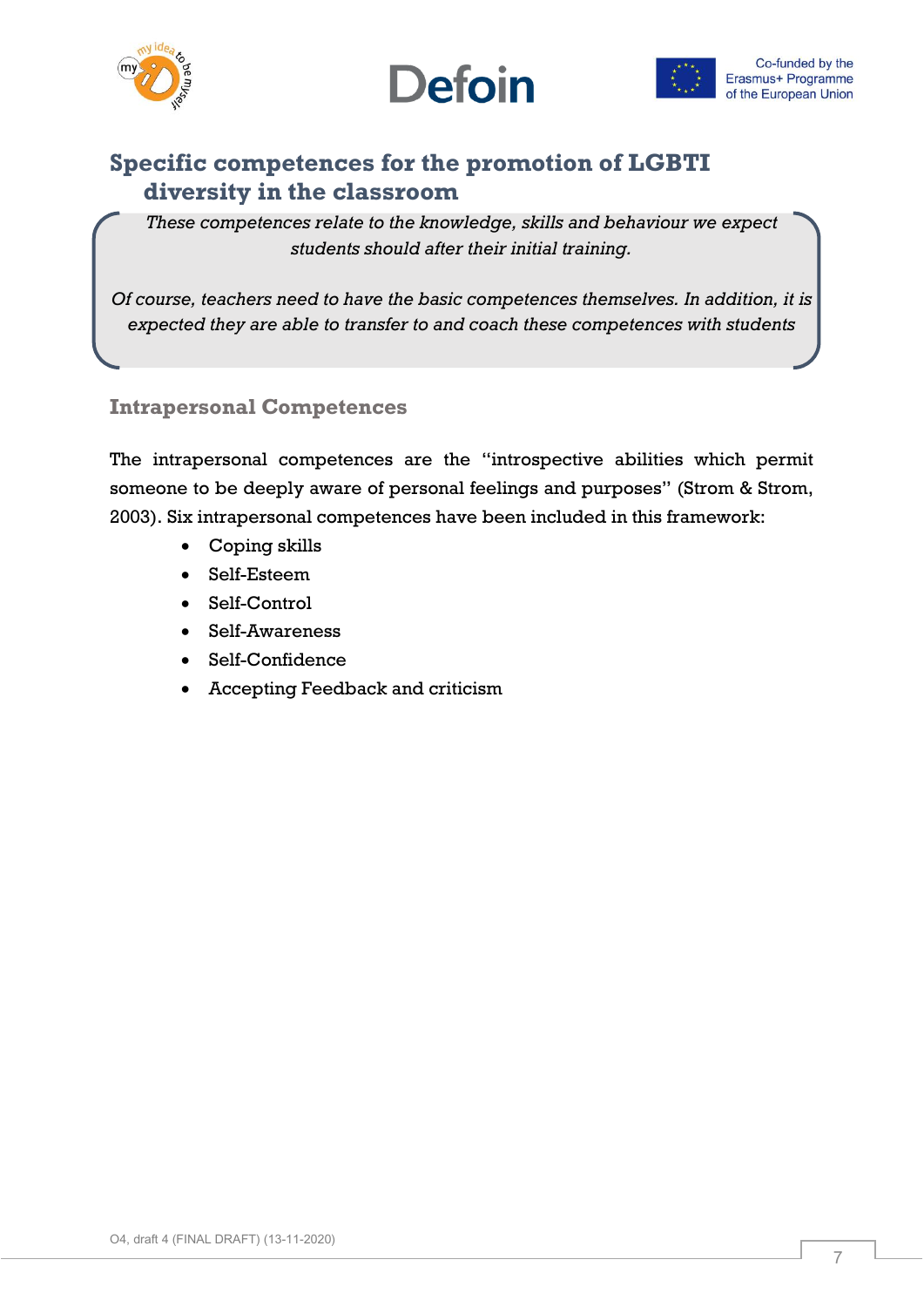## Specific competences for the promotion of LGBTI diversity in the classroom

*These competences relate to the knowledge, skills and behaviour we expect students should after their initial training.*

*Of course, teachers need to have the basic competences themselves. In addition, it is expected they are able to transfer to and coach these competences with students*

### Intrapersonal Competences

The intrapersonal competences are the "introspective abilities which permit someone to be deeply aware of personal feelings and purposes" (Strom & Strom, 2003). Six intrapersonal competences have been included in this framework:

- Coping skills
- Self-Esteem
- Self-Control
- Self-Awareness
- Self-Confidence
- Accepting Feedback and criticism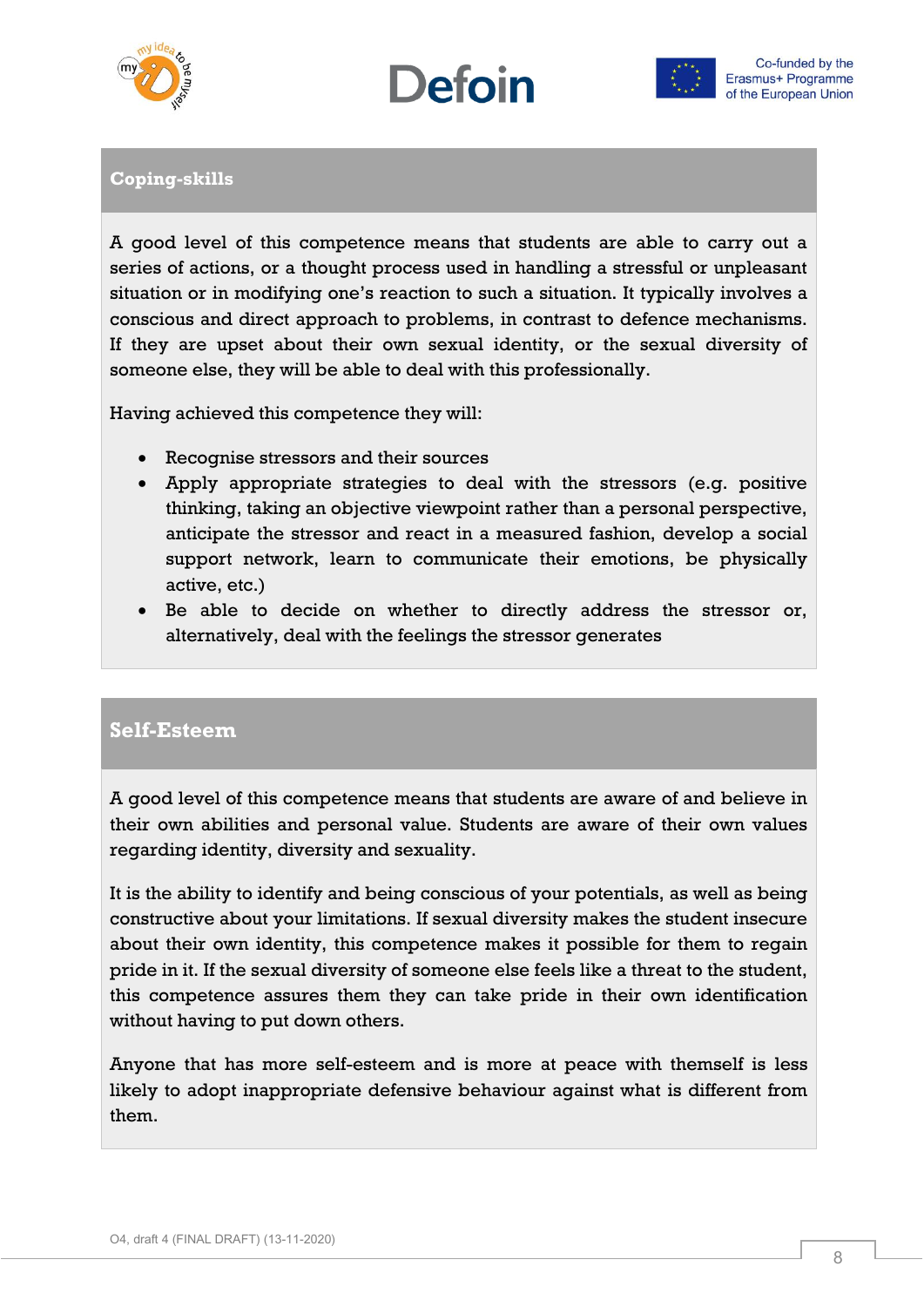## Coping-skills

A good level of this competence means that students are able to carry out a series of actions, or a thought process used in handling a stressful or unpleasant situation or in modifying one's reaction to such a situation. It typically involves a conscious and direct approach to problems, in contrast to defence mechanisms. If they are upset about their own sexual identity, or the sexual diversity of someone else, they will be able to deal with this professionally.

Having achieved this competence they will:

- Recognise stressors and their sources
- Apply appropriate strategies to deal with the stressors (e.g. positive thinking, taking an objective viewpoint rather than a personal perspective, anticipate the stressor and react in a measured fashion, develop a social support network, learn to communicate their emotions, be physically active, etc.)
- Be able to decide on whether to directly address the stressor or, alternatively, deal with the feelings the stressor generates

## Self-Esteem

A good level of this competence means that students are aware of and believe in their own abilities and personal value. Students are aware of their own values regarding identity, diversity and sexuality.

It is the ability to identify and being conscious of your potentials, as well as being constructive about your limitations. If sexual diversity makes the student insecure about their own identity, this competence makes it possible for them to regain pride in it. If the sexual diversity of someone else feels like a threat to the student, this competence assures them they can take pride in their own identification without having to put down others.

Anyone that has more self-esteem and is more at peace with themself is less likely to adopt inappropriate defensive behaviour against what is different from them.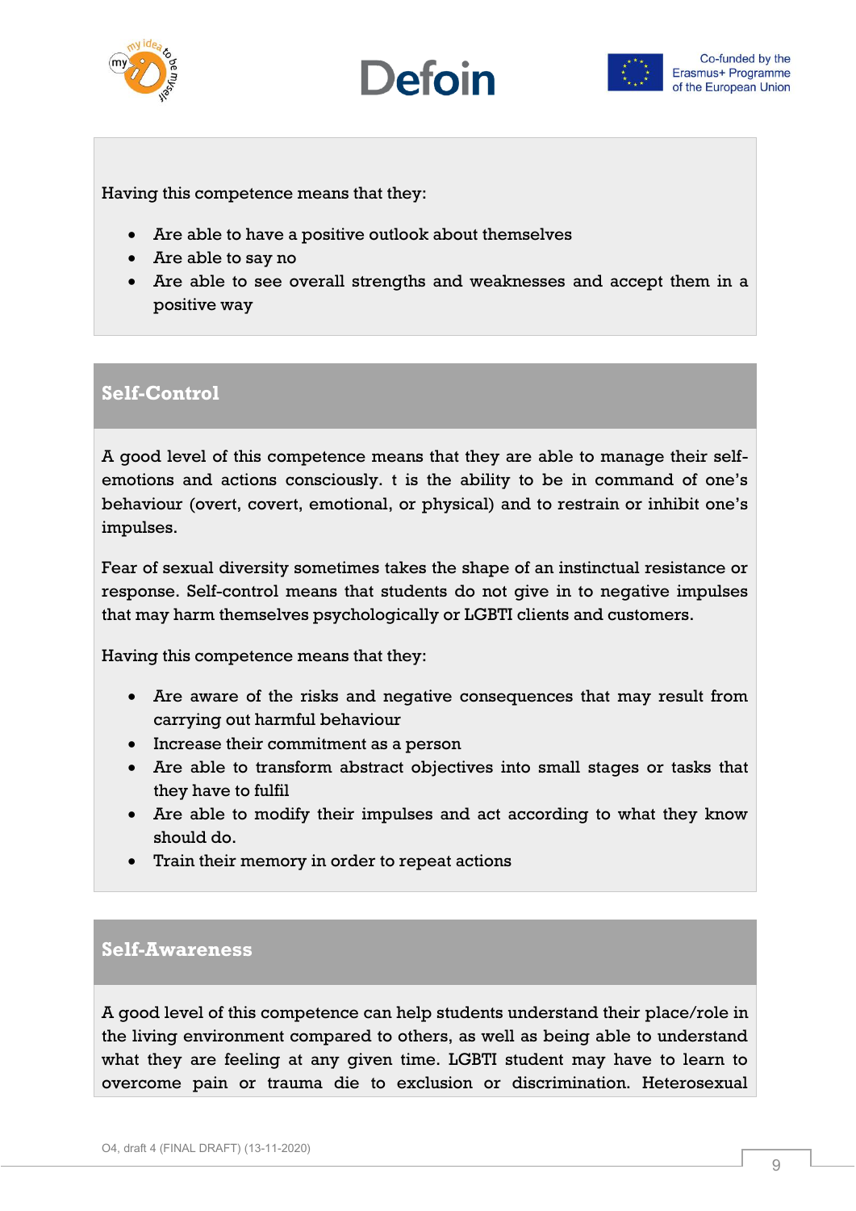Having this competence means that they:

- Are able to have a positive outlook about themselves
- Are able to say no
- Are able to see overall strengths and weaknesses and accept them in a positive way

## Self-Control

A good level of this competence means that they are able to manage their self-emotions and actions consciously. t is the ability to be in command of one's behaviour (overt, covert, emotional, or physical) and to restrain or inhibit one's impulses.

Fear of sexual diversity sometimes takes the shape of an instinctual resistance or response. Self-control means that students do not give in to negative impulses that may harm themselves psychologically or LGBTI clients and customers.

Having this competence means that they:

- Are aware of the risks and negative consequences that may result from carrying out harmful behaviour
- Increase their commitment as a person
- Are able to transform abstract objectives into small stages or tasks that they have to fulfil
- Are able to modify their impulses and act according to what they know should do.
- Train their memory in order to repeat actions

## Self-Awareness

A good level of this competence can help students understand their place/role in the living environment compared to others, as well as being able to understand what they are feeling at any given time. LGBTI student may have to learn to overcome pain or trauma die to exclusion or discrimination. Heterosexual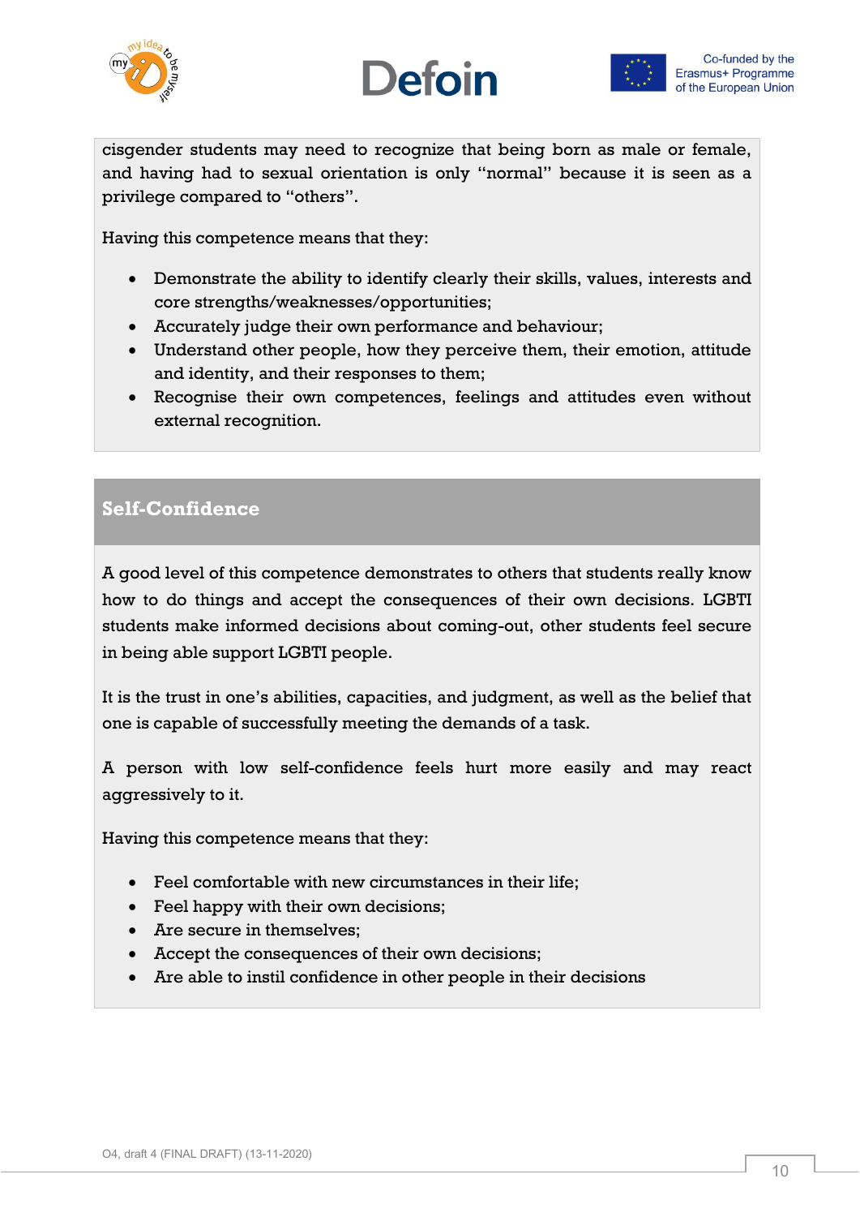cisgender students may need to recognize that being born as male or female, and having had to sexual orientation is only "normal" because it is seen as a privilege compared to "others".

Having this competence means that they:

- Demonstrate the ability to identify clearly their skills, values, interests and core strengths/weaknesses/opportunities;
- Accurately judge their own performance and behaviour;
- Understand other people, how they perceive them, their emotion, attitude and identity, and their responses to them;
- Recognise their own competences, feelings and attitudes even without external recognition.

## Self-Confidence

A good level of this competence demonstrates to others that students really know how to do things and accept the consequences of their own decisions. LGBTI students make informed decisions about coming-out, other students feel secure in being able support LGBTI people.

It is the trust in one's abilities, capacities, and judgment, as well as the belief that one is capable of successfully meeting the demands of a task.

A person with low self-confidence feels hurt more easily and may react aggressively to it.

Having this competence means that they:

- Feel comfortable with new circumstances in their life;
- Feel happy with their own decisions;
- Are secure in themselves;
- Accept the consequences of their own decisions;
- Are able to instil confidence in other people in their decisions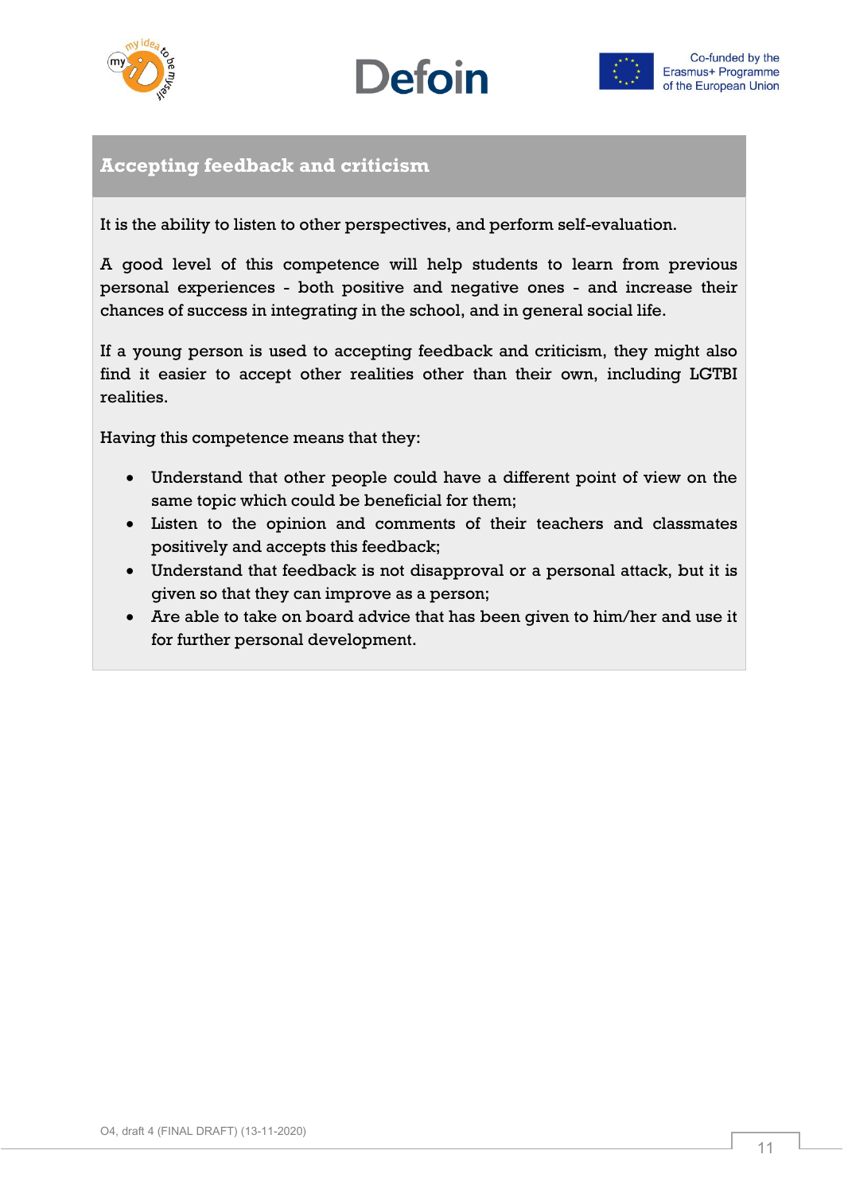## Accepting feedback and criticism

It is the ability to listen to other perspectives, and perform self-evaluation.

A good level of this competence will help students to learn from previous personal experiences - both positive and negative ones - and increase their chances of success in integrating in the school, and in general social life.

If a young person is used to accepting feedback and criticism, they might also find it easier to accept other realities other than their own, including LGTBI realities.

Having this competence means that they:

- Understand that other people could have a different point of view on the same topic which could be beneficial for them;
- Listen to the opinion and comments of their teachers and classmates positively and accepts this feedback;
- Understand that feedback is not disapproval or a personal attack, but it is given so that they can improve as a person;
- Are able to take on board advice that has been given to him/her and use it for further personal development.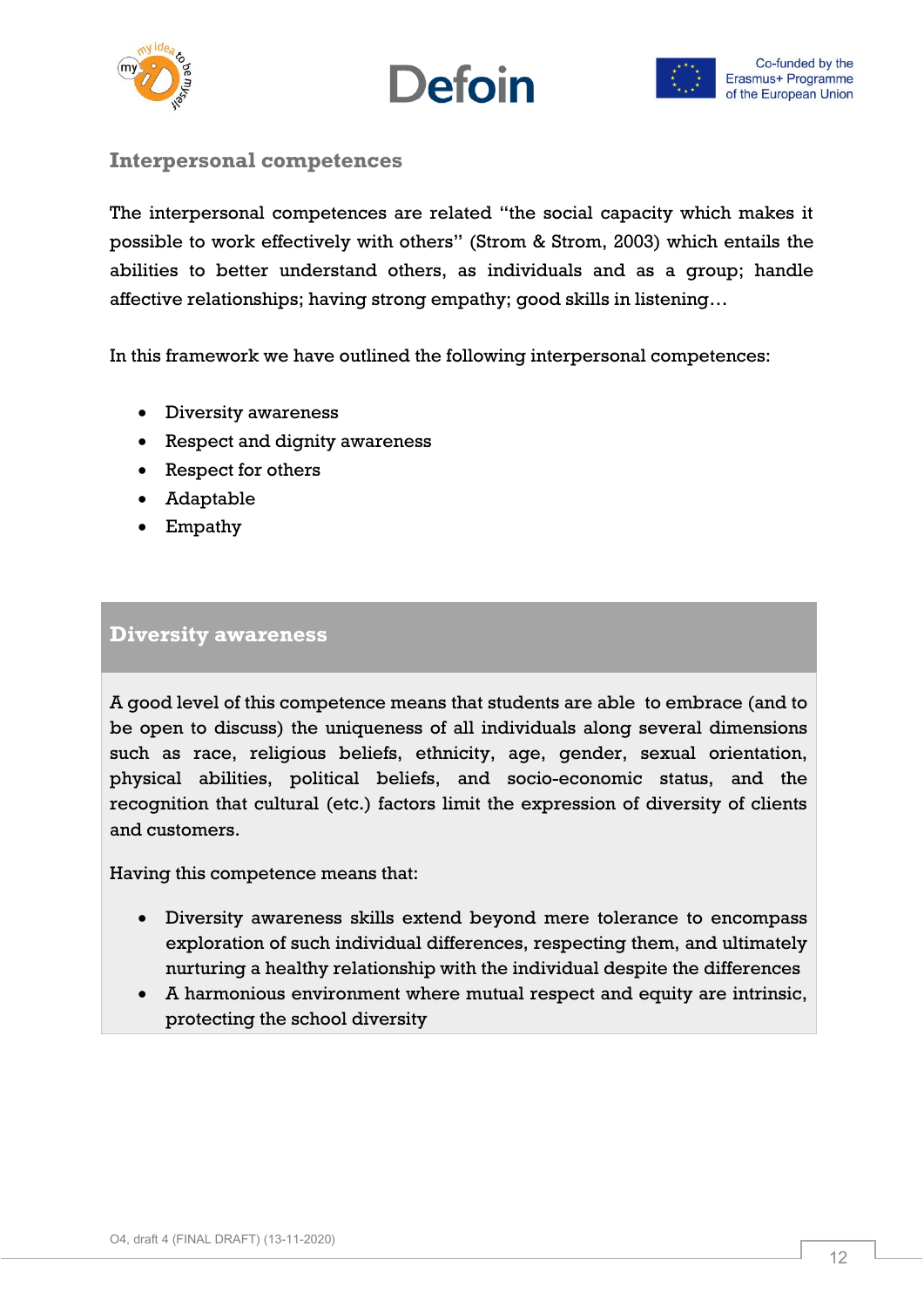## Interpersonal competences

The interpersonal competences are related "the social capacity which makes it possible to work effectively with others" (Strom & Strom, 2003) which entails the abilities to better understand others, as individuals and as a group; handle affective relationships; having strong empathy; good skills in listening…

In this framework we have outlined the following interpersonal competences:

- Diversity awareness
- Respect and dignity awareness
- Respect for others
- Adaptable
- Empathy

### Diversity awareness

A good level of this competence means that students are able to embrace (and to be open to discuss) the uniqueness of all individuals along several dimensions such as race, religious beliefs, ethnicity, age, gender, sexual orientation, physical abilities, political beliefs, and socio-economic status, and the recognition that cultural (etc.) factors limit the expression of diversity of clients and customers.

Having this competence means that:

- Diversity awareness skills extend beyond mere tolerance to encompass exploration of such individual differences, respecting them, and ultimately nurturing a healthy relationship with the individual despite the differences
- A harmonious environment where mutual respect and equity are intrinsic, protecting the school diversity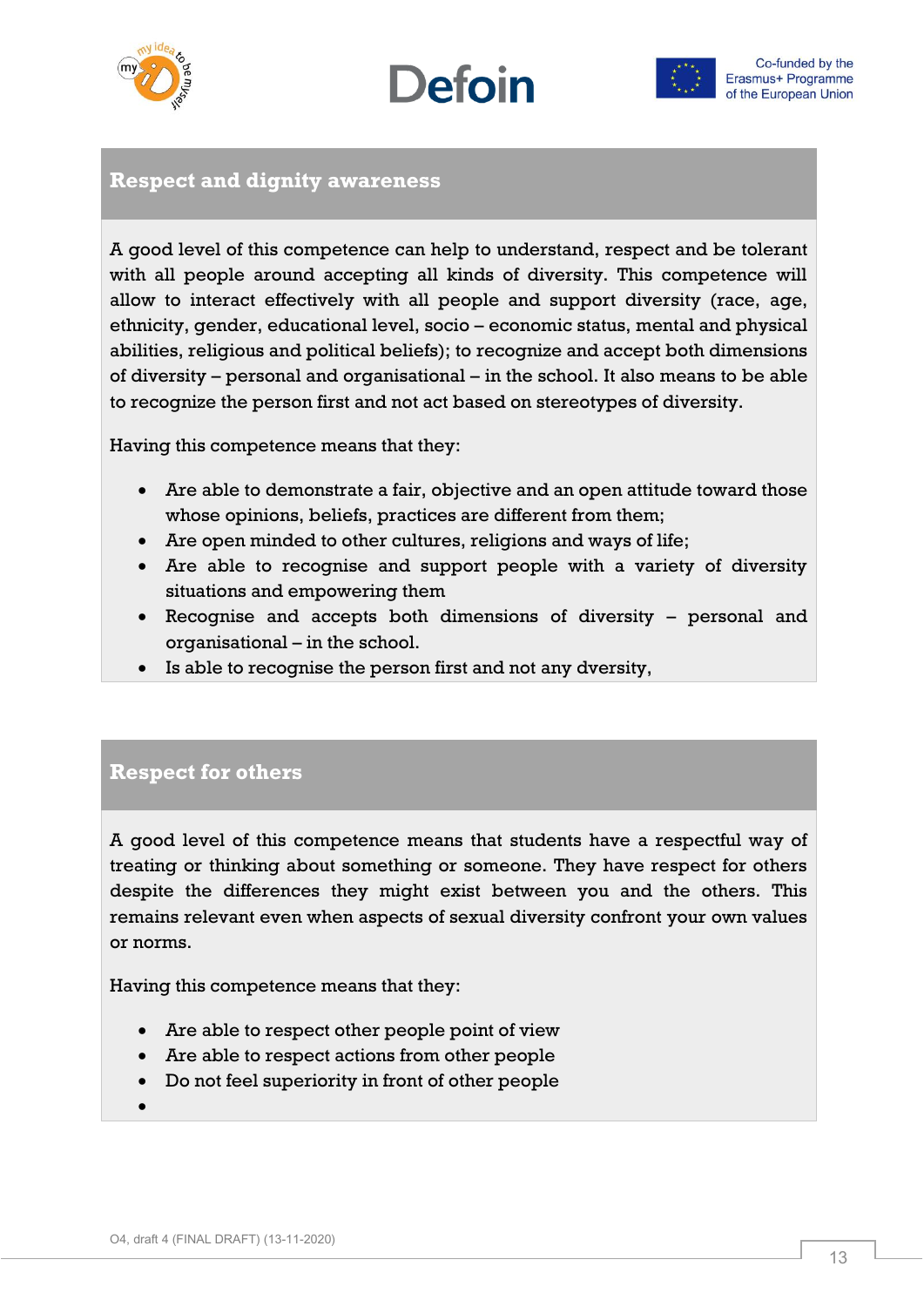## Respect and dignity awareness

A good level of this competence can help to understand, respect and be tolerant with all people around accepting all kinds of diversity. This competence will allow to interact effectively with all people and support diversity (race, age, ethnicity, gender, educational level, socio – economic status, mental and physical abilities, religious and political beliefs); to recognize and accept both dimensions of diversity – personal and organisational – in the school. It also means to be able to recognize the person first and not act based on stereotypes of diversity.

Having this competence means that they:

- Are able to demonstrate a fair, objective and an open attitude toward those whose opinions, beliefs, practices are different from them;
- Are open minded to other cultures, religions and ways of life;
- Are able to recognise and support people with a variety of diversity situations and empowering them
- Recognise and accepts both dimensions of diversity – personal and organisational – in the school.
- Is able to recognise the person first and not any dversity,

## Respect for others

A good level of this competence means that students have a respectful way of treating or thinking about something or someone. They have respect for others despite the differences they might exist between you and the others. This remains relevant even when aspects of sexual diversity confront your own values or norms.

Having this competence means that they:

- Are able to respect other people point of view
- Are able to respect actions from other people
- Do not feel superiority in front of other people
-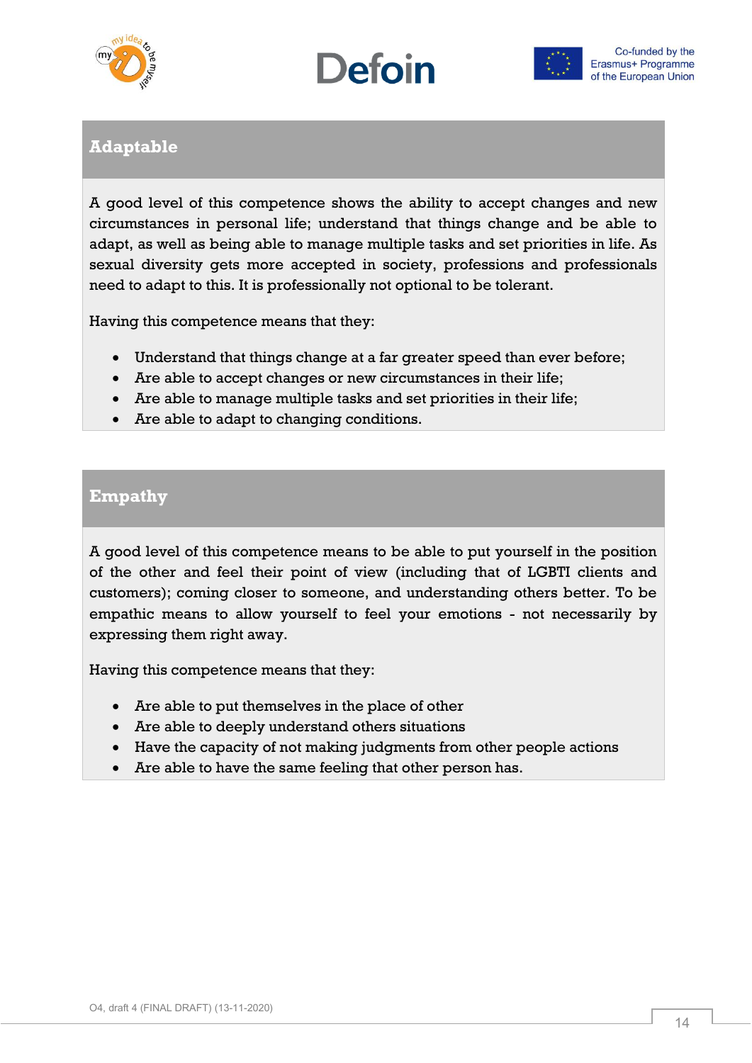## Adaptable

A good level of this competence shows the ability to accept changes and new circumstances in personal life; understand that things change and be able to adapt, as well as being able to manage multiple tasks and set priorities in life. As sexual diversity gets more accepted in society, professions and professionals need to adapt to this. It is professionally not optional to be tolerant.

Having this competence means that they:

- Understand that things change at a far greater speed than ever before;
- Are able to accept changes or new circumstances in their life;
- Are able to manage multiple tasks and set priorities in their life;
- Are able to adapt to changing conditions.

## Empathy

A good level of this competence means to be able to put yourself in the position of the other and feel their point of view (including that of LGBTI clients and customers); coming closer to someone, and understanding others better. To be empathic means to allow yourself to feel your emotions - not necessarily by expressing them right away.

Having this competence means that they:

- Are able to put themselves in the place of other
- Are able to deeply understand others situations
- Have the capacity of not making judgments from other people actions
- Are able to have the same feeling that other person has.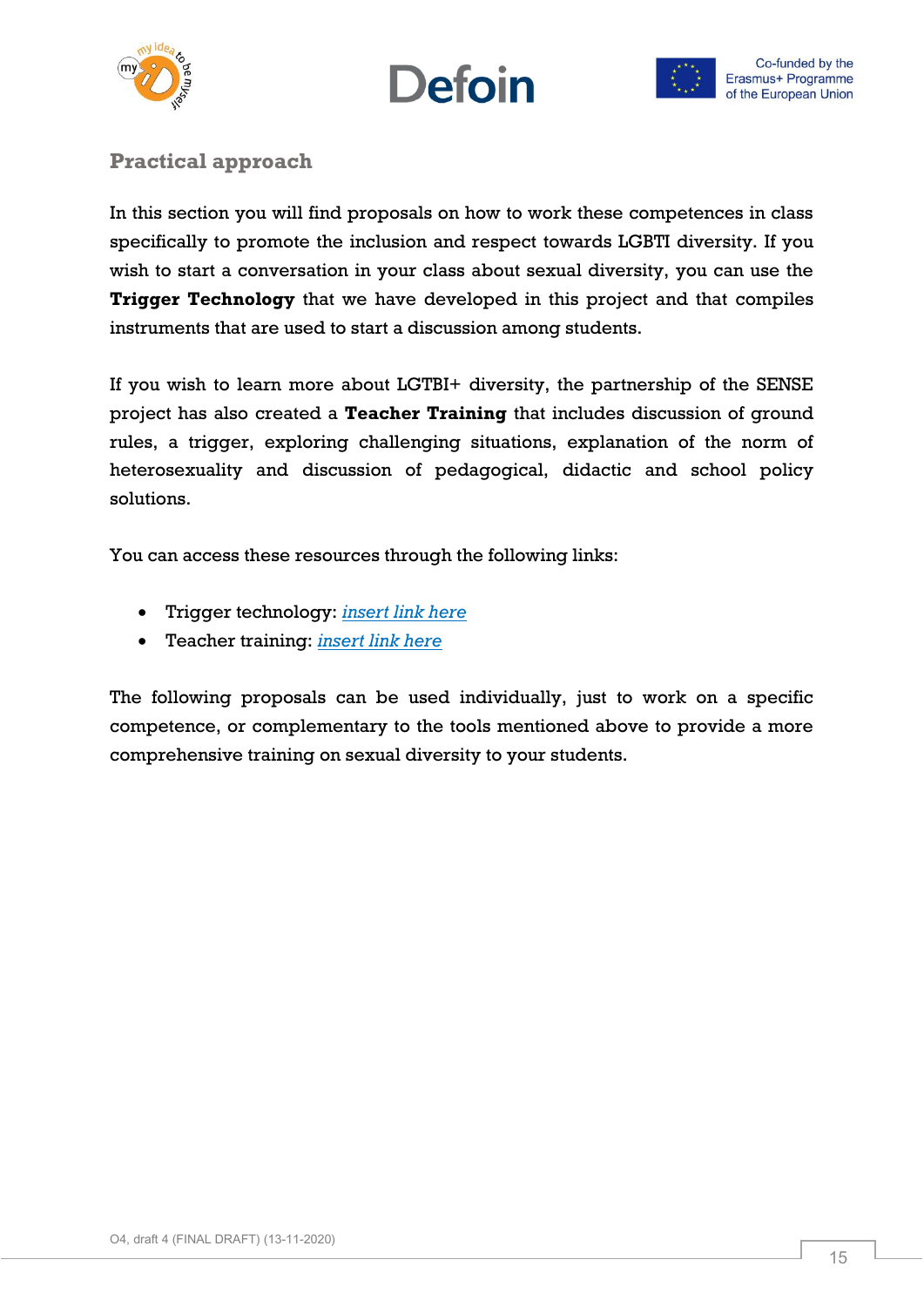## Practical approach

In this section you will find proposals on how to work these competences in class specifically to promote the inclusion and respect towards LGBTI diversity. If you wish to start a conversation in your class about sexual diversity, you can use the **Trigger Technology** that we have developed in this project and that compiles instruments that are used to start a discussion among students.

If you wish to learn more about LGTBI+ diversity, the partnership of the SENSE project has also created a **Teacher Training** that includes discussion of ground rules, a trigger, exploring challenging situations, explanation of the norm of heterosexuality and discussion of pedagogical, didactic and school policy solutions.

You can access these resources through the following links:

- Trigger technology: *insert link here*
- Teacher training: *insert link here*

The following proposals can be used individually, just to work on a specific competence, or complementary to the tools mentioned above to provide a more comprehensive training on sexual diversity to your students.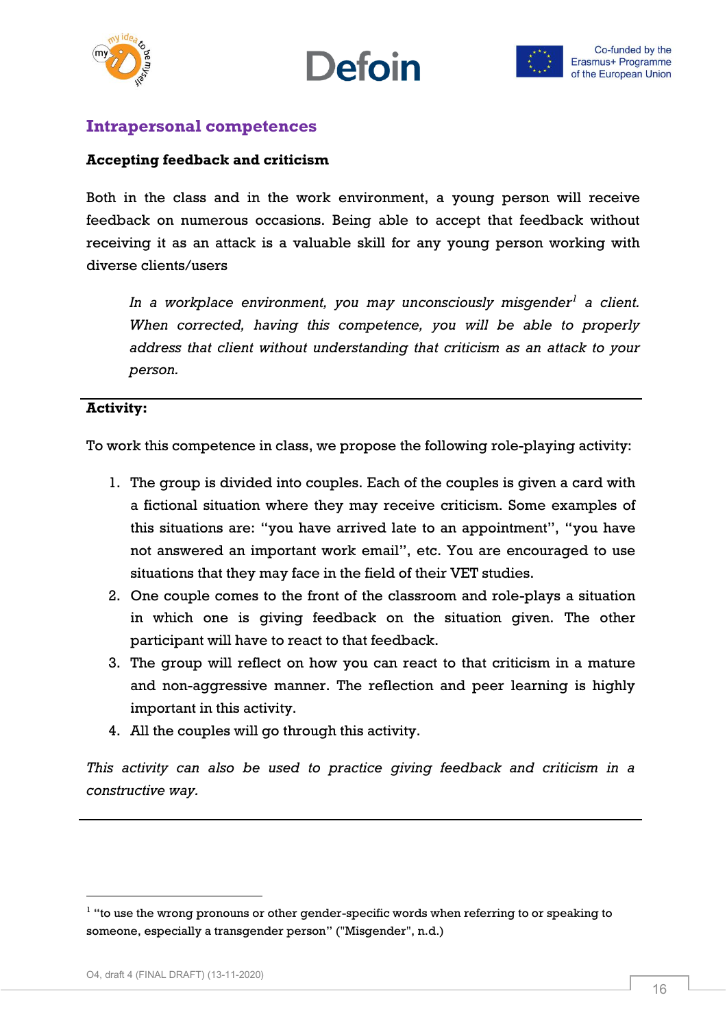## Intrapersonal competences

**Accepting feedback and criticism**

Both in the class and in the work environment, a young person will receive feedback on numerous occasions. Being able to accept that feedback without receiving it as an attack is a valuable skill for any young person working with diverse clients/users

> *In a workplace environment, you may unconsciously misgender*[1] *a client. When corrected, having this competence, you will be able to properly address that client without understanding that criticism as an attack to your person.*

---

**Activity:**

To work this competence in class, we propose the following role-playing activity:

1. The group is divided into couples. Each of the couples is given a card with a fictional situation where they may receive criticism. Some examples of this situations are: "you have arrived late to an appointment", "you have not answered an important work email", etc. You are encouraged to use situations that they may face in the field of their VET studies.
2. One couple comes to the front of the classroom and role-plays a situation in which one is giving feedback on the situation given. The other participant will have to react to that feedback.
3. The group will reflect on how you can react to that criticism in a mature and non-aggressive manner. The reflection and peer learning is highly important in this activity.
4. All the couples will go through this activity.

*This activity can also be used to practice giving feedback and criticism in a constructive way.*

---

[1] "to use the wrong pronouns or other gender-specific words when referring to or speaking to someone, especially a transgender person" ("Misgender", n.d.)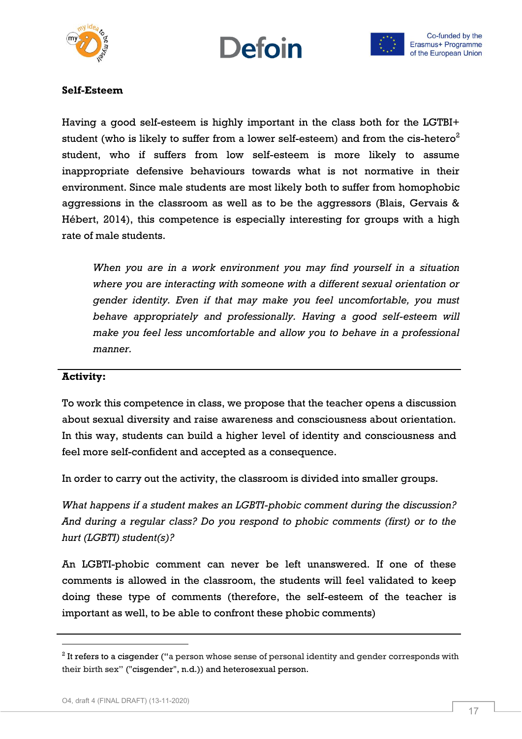**Self-Esteem**

Having a good self-esteem is highly important in the class both for the LGTBI+ student (who is likely to suffer from a lower self-esteem) and from the cis-hetero[2] student, who if suffers from low self-esteem is more likely to assume inappropriate defensive behaviours towards what is not normative in their environment. Since male students are most likely both to suffer from homophobic aggressions in the classroom as well as to be the aggressors (Blais, Gervais & Hébert, 2014), this competence is especially interesting for groups with a high rate of male students.

> *When you are in a work environment you may find yourself in a situation where you are interacting with someone with a different sexual orientation or gender identity. Even if that may make you feel uncomfortable, you must behave appropriately and professionally. Having a good self-esteem will make you feel less uncomfortable and allow you to behave in a professional manner.*

---

**Activity:**

To work this competence in class, we propose that the teacher opens a discussion about sexual diversity and raise awareness and consciousness about orientation. In this way, students can build a higher level of identity and consciousness and feel more self-confident and accepted as a consequence.

In order to carry out the activity, the classroom is divided into smaller groups.

*What happens if a student makes an LGBTI-phobic comment during the discussion? And during a regular class? Do you respond to phobic comments (first) or to the hurt (LGBTI) student(s)?*

An LGBTI-phobic comment can never be left unanswered. If one of these comments is allowed in the classroom, the students will feel validated to keep doing these type of comments (therefore, the self-esteem of the teacher is important as well, to be able to confront these phobic comments)

---

[2] It refers to a cisgender ("a person whose sense of personal identity and gender corresponds with their birth sex" ("cisgender", n.d.)) and heterosexual person.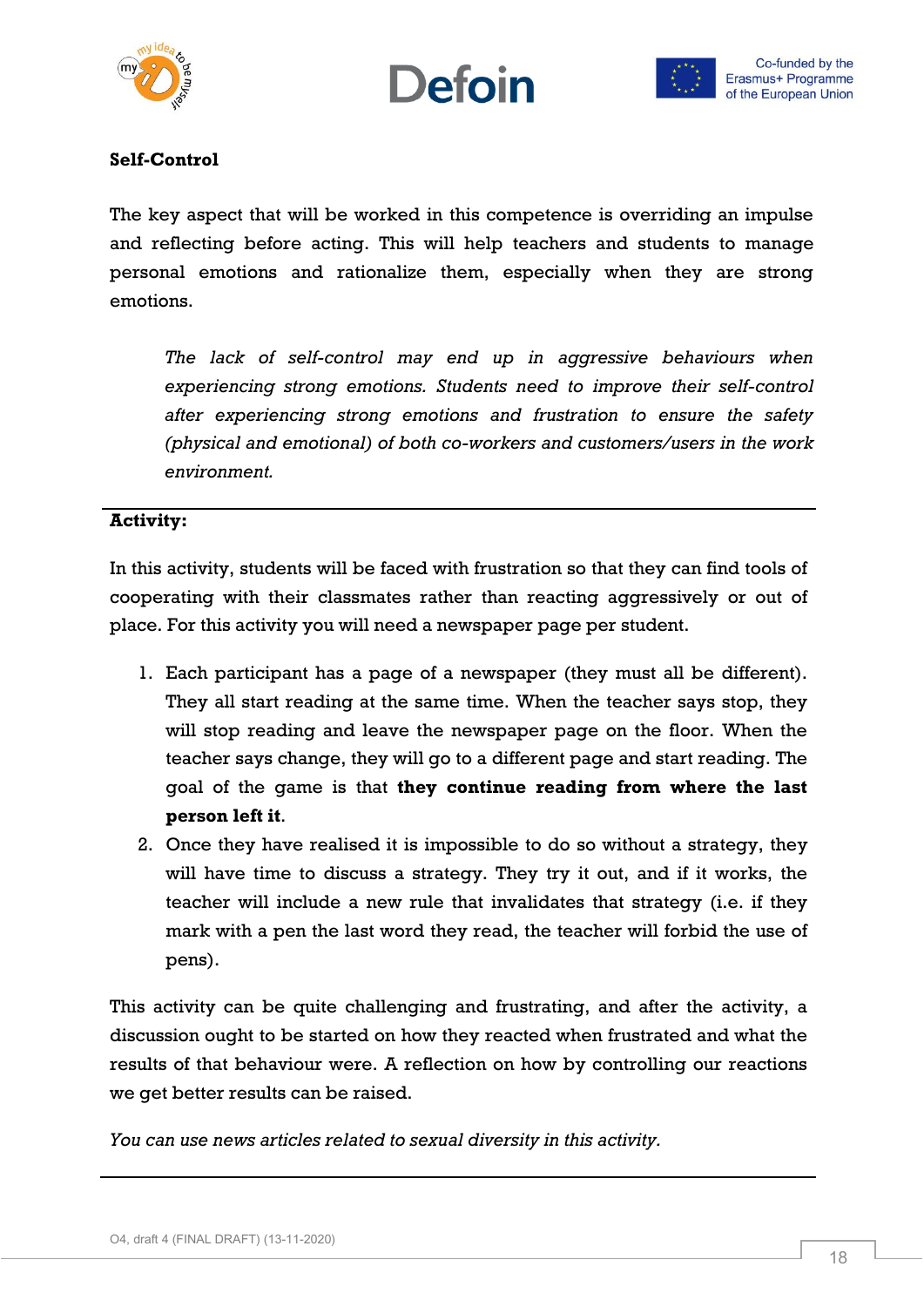**Self-Control**

The key aspect that will be worked in this competence is overriding an impulse and reflecting before acting. This will help teachers and students to manage personal emotions and rationalize them, especially when they are strong emotions.

> *The lack of self-control may end up in aggressive behaviours when experiencing strong emotions. Students need to improve their self-control after experiencing strong emotions and frustration to ensure the safety (physical and emotional) of both co-workers and customers/users in the work environment.*

---

**Activity:**

In this activity, students will be faced with frustration so that they can find tools of cooperating with their classmates rather than reacting aggressively or out of place. For this activity you will need a newspaper page per student.

1. Each participant has a page of a newspaper (they must all be different). They all start reading at the same time. When the teacher says stop, they will stop reading and leave the newspaper page on the floor. When the teacher says change, they will go to a different page and start reading. The goal of the game is that **they continue reading from where the last person left it**.
2. Once they have realised it is impossible to do so without a strategy, they will have time to discuss a strategy. They try it out, and if it works, the teacher will include a new rule that invalidates that strategy (i.e. if they mark with a pen the last word they read, the teacher will forbid the use of pens).

This activity can be quite challenging and frustrating, and after the activity, a discussion ought to be started on how they reacted when frustrated and what the results of that behaviour were. A reflection on how by controlling our reactions we get better results can be raised.

*You can use news articles related to sexual diversity in this activity.*

---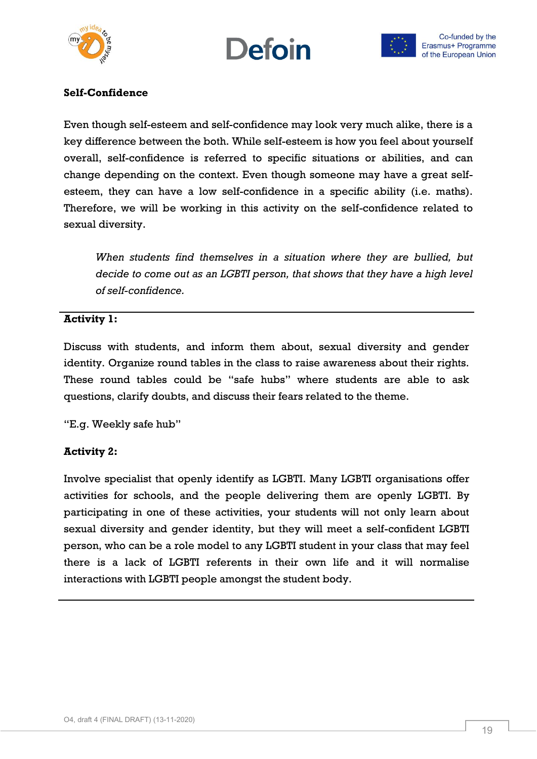**Self-Confidence**

Even though self-esteem and self-confidence may look very much alike, there is a key difference between the both. While self-esteem is how you feel about yourself overall, self-confidence is referred to specific situations or abilities, and can change depending on the context. Even though someone may have a great self-esteem, they can have a low self-confidence in a specific ability (i.e. maths). Therefore, we will be working in this activity on the self-confidence related to sexual diversity.

> *When students find themselves in a situation where they are bullied, but decide to come out as an LGBTI person, that shows that they have a high level of self-confidence.*

---

**Activity 1:**

Discuss with students, and inform them about, sexual diversity and gender identity. Organize round tables in the class to raise awareness about their rights. These round tables could be "safe hubs" where students are able to ask questions, clarify doubts, and discuss their fears related to the theme.

"E.g. Weekly safe hub"

**Activity 2:**

Involve specialist that openly identify as LGBTI. Many LGBTI organisations offer activities for schools, and the people delivering them are openly LGBTI. By participating in one of these activities, your students will not only learn about sexual diversity and gender identity, but they will meet a self-confident LGBTI person, who can be a role model to any LGBTI student in your class that may feel there is a lack of LGBTI referents in their own life and it will normalise interactions with LGBTI people amongst the student body.

---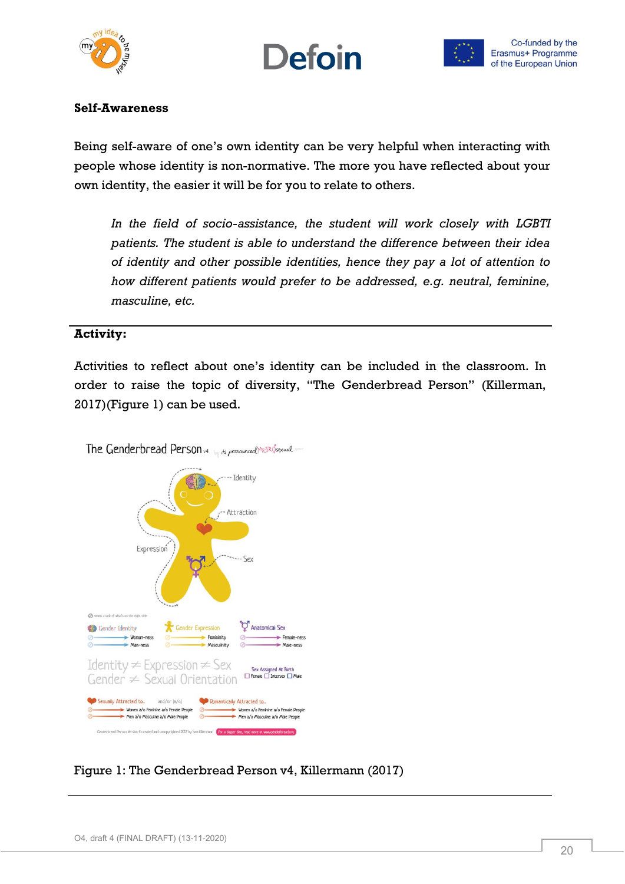**Self-Awareness**

Being self-aware of one's own identity can be very helpful when interacting with people whose identity is non-normative. The more you have reflected about your own identity, the easier it will be for you to relate to others.

> *In the field of socio-assistance, the student will work closely with LGBTI patients. The student is able to understand the difference between their idea of identity and other possible identities, hence they pay a lot of attention to how different patients would prefer to be addressed, e.g. neutral, feminine, masculine, etc.*

**Activity:**

Activities to reflect about one's identity can be included in the classroom. In order to raise the topic of diversity, "The Genderbread Person" (Killerman, 2017)(Figure 1) can be used.

Figure 1: The Genderbread Person v4, Killermann (2017)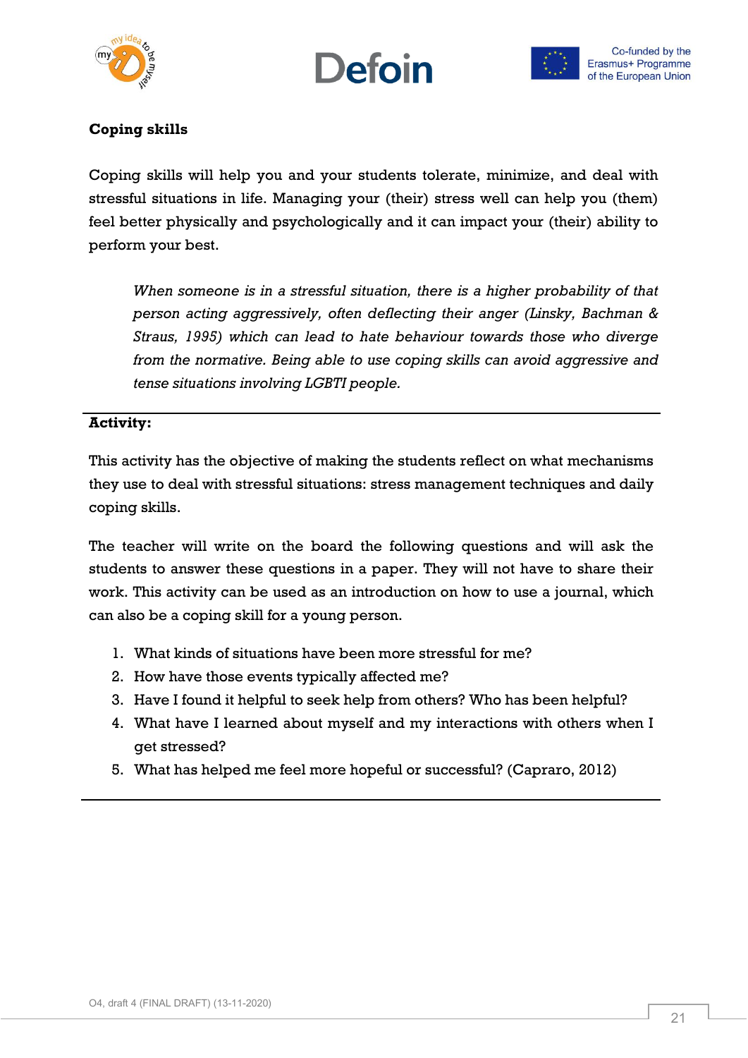**Coping skills**

Coping skills will help you and your students tolerate, minimize, and deal with stressful situations in life. Managing your (their) stress well can help you (them) feel better physically and psychologically and it can impact your (their) ability to perform your best.

> *When someone is in a stressful situation, there is a higher probability of that person acting aggressively, often deflecting their anger (Linsky, Bachman & Straus, 1995) which can lead to hate behaviour towards those who diverge from the normative. Being able to use coping skills can avoid aggressive and tense situations involving LGBTI people.*

---

**Activity:**

This activity has the objective of making the students reflect on what mechanisms they use to deal with stressful situations: stress management techniques and daily coping skills.

The teacher will write on the board the following questions and will ask the students to answer these questions in a paper. They will not have to share their work. This activity can be used as an introduction on how to use a journal, which can also be a coping skill for a young person.

1. What kinds of situations have been more stressful for me?
2. How have those events typically affected me?
3. Have I found it helpful to seek help from others? Who has been helpful?
4. What have I learned about myself and my interactions with others when I get stressed?
5. What has helped me feel more hopeful or successful? (Capraro, 2012)

---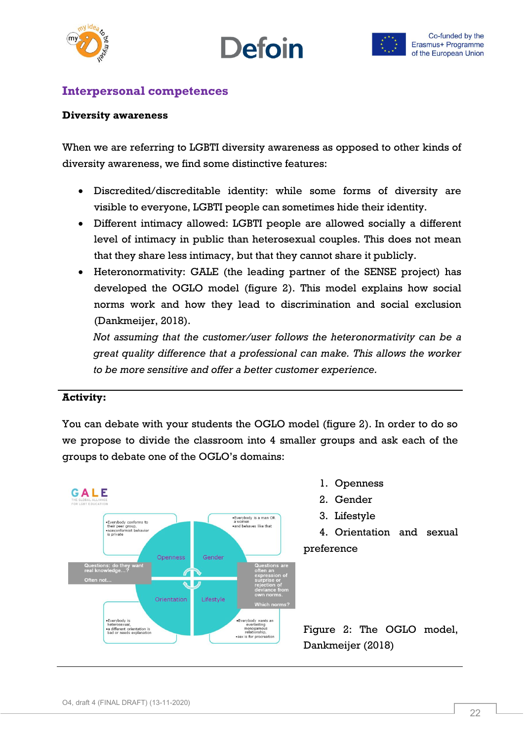## Interpersonal competences

**Diversity awareness**

When we are referring to LGBTI diversity awareness as opposed to other kinds of diversity awareness, we find some distinctive features:

- Discredited/discreditable identity: while some forms of diversity are visible to everyone, LGBTI people can sometimes hide their identity.
- Different intimacy allowed: LGBTI people are allowed socially a different level of intimacy in public than heterosexual couples. This does not mean that they share less intimacy, but that they cannot share it publicly.
- Heteronormativity: GALE (the leading partner of the SENSE project) has developed the OGLO model (figure 2). This model explains how social norms work and how they lead to discrimination and social exclusion (Dankmeijer, 2018).

  *Not assuming that the customer/user follows the heteronormativity can be a great quality difference that a professional can make. This allows the worker to be more sensitive and offer a better customer experience.*

---

**Activity:**

You can debate with your students the OGLO model (figure 2). In order to do so we propose to divide the classroom into 4 smaller groups and ask each of the groups to debate one of the OGLO's domains:

1. Openness
2. Gender
3. Lifestyle
4. Orientation and sexual preference

Figure 2: The OGLO model, Dankmeijer (2018)

---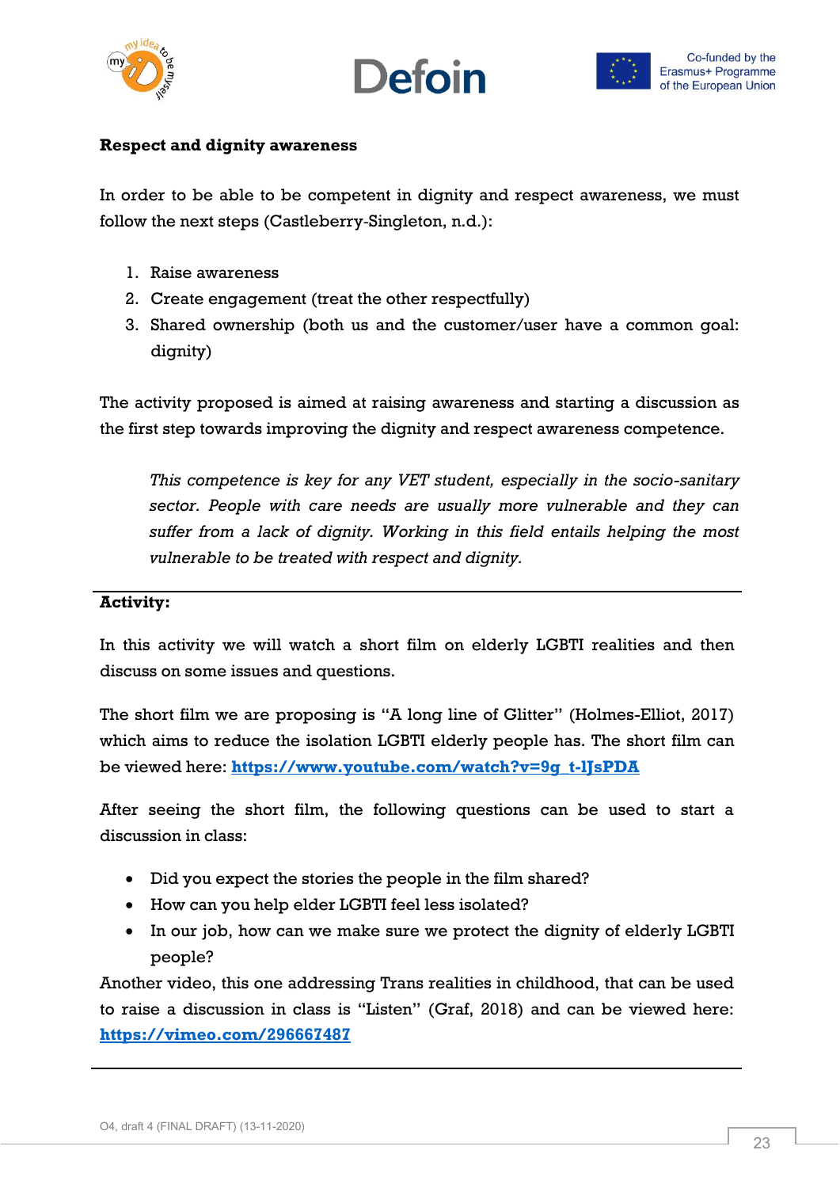**Respect and dignity awareness**

In order to be able to be competent in dignity and respect awareness, we must follow the next steps (Castleberry-Singleton, n.d.):

1. Raise awareness
2. Create engagement (treat the other respectfully)
3. Shared ownership (both us and the customer/user have a common goal: dignity)

The activity proposed is aimed at raising awareness and starting a discussion as the first step towards improving the dignity and respect awareness competence.

> *This competence is key for any VET student, especially in the socio-sanitary sector. People with care needs are usually more vulnerable and they can suffer from a lack of dignity. Working in this field entails helping the most vulnerable to be treated with respect and dignity.*

---

**Activity:**

In this activity we will watch a short film on elderly LGBTI realities and then discuss on some issues and questions.

The short film we are proposing is "A long line of Glitter" (Holmes-Elliot, 2017) which aims to reduce the isolation LGBTI elderly people has. The short film can be viewed here: **https://www.youtube.com/watch?v=9g_t-lJsPDA**

After seeing the short film, the following questions can be used to start a discussion in class:

- Did you expect the stories the people in the film shared?
- How can you help elder LGBTI feel less isolated?
- In our job, how can we make sure we protect the dignity of elderly LGBTI people?

Another video, this one addressing Trans realities in childhood, that can be used to raise a discussion in class is "Listen" (Graf, 2018) and can be viewed here: **https://vimeo.com/296667487**

---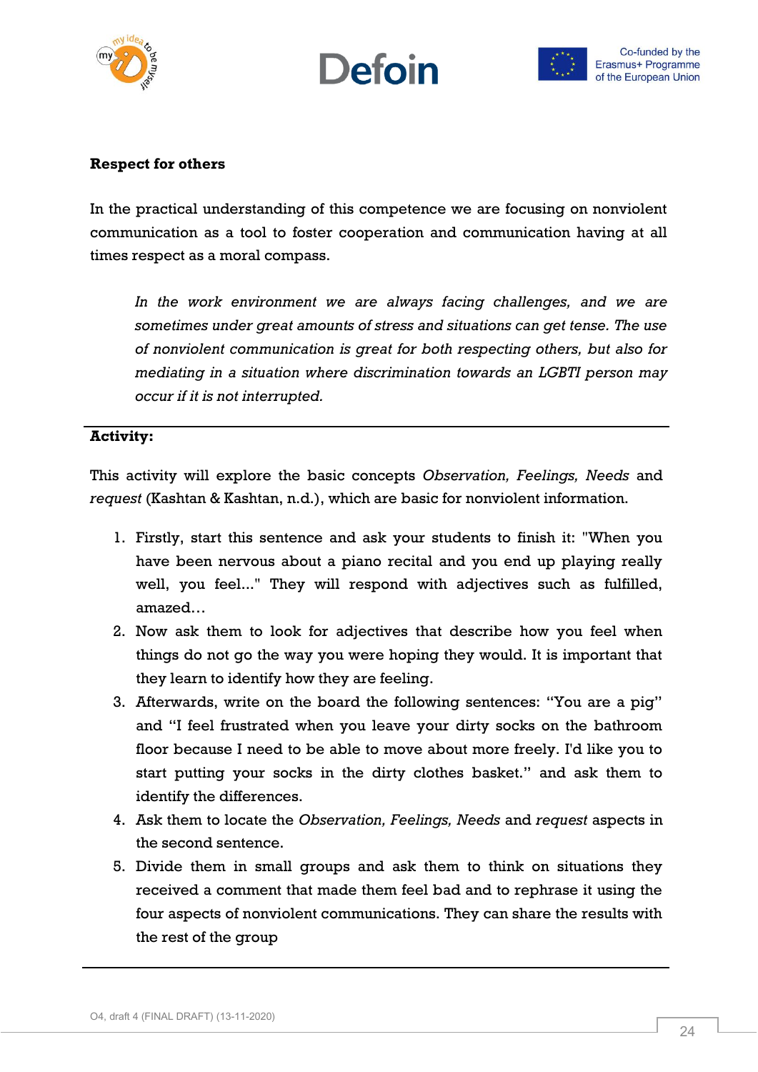**Respect for others**

In the practical understanding of this competence we are focusing on nonviolent communication as a tool to foster cooperation and communication having at all times respect as a moral compass.

> *In the work environment we are always facing challenges, and we are sometimes under great amounts of stress and situations can get tense. The use of nonviolent communication is great for both respecting others, but also for mediating in a situation where discrimination towards an LGBTI person may occur if it is not interrupted.*

---

**Activity:**

This activity will explore the basic concepts *Observation, Feelings, Needs* and *request* (Kashtan & Kashtan, n.d.), which are basic for nonviolent information.

1. Firstly, start this sentence and ask your students to finish it: "When you have been nervous about a piano recital and you end up playing really well, you feel..." They will respond with adjectives such as fulfilled, amazed…
2. Now ask them to look for adjectives that describe how you feel when things do not go the way you were hoping they would. It is important that they learn to identify how they are feeling.
3. Afterwards, write on the board the following sentences: "You are a pig" and "I feel frustrated when you leave your dirty socks on the bathroom floor because I need to be able to move about more freely. I'd like you to start putting your socks in the dirty clothes basket." and ask them to identify the differences.
4. Ask them to locate the *Observation, Feelings, Needs* and *request* aspects in the second sentence.
5. Divide them in small groups and ask them to think on situations they received a comment that made them feel bad and to rephrase it using the four aspects of nonviolent communications. They can share the results with the rest of the group

---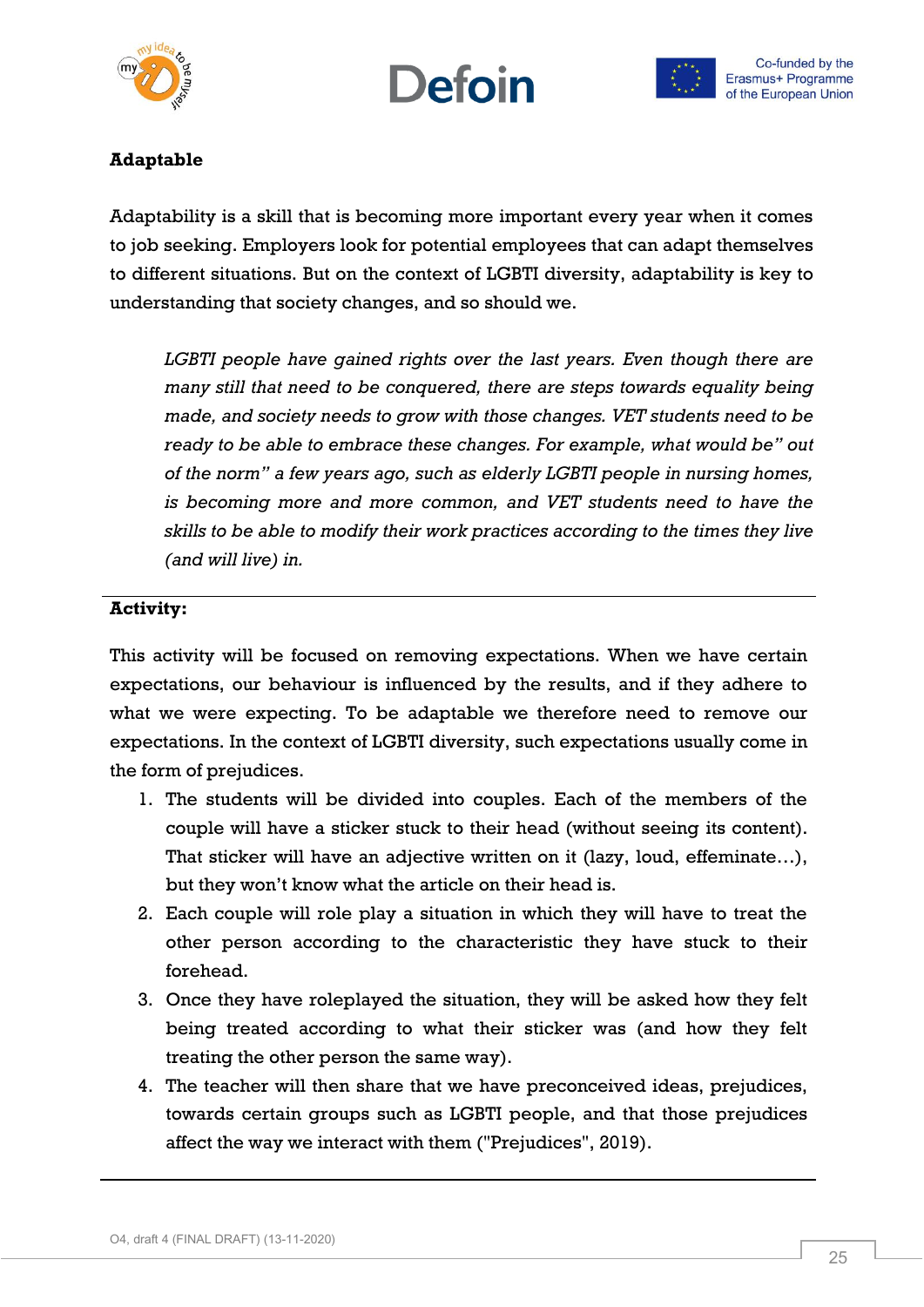**Adaptable**

Adaptability is a skill that is becoming more important every year when it comes to job seeking. Employers look for potential employees that can adapt themselves to different situations. But on the context of LGBTI diversity, adaptability is key to understanding that society changes, and so should we.

> *LGBTI people have gained rights over the last years. Even though there are many still that need to be conquered, there are steps towards equality being made, and society needs to grow with those changes. VET students need to be ready to be able to embrace these changes. For example, what would be" out of the norm" a few years ago, such as elderly LGBTI people in nursing homes, is becoming more and more common, and VET students need to have the skills to be able to modify their work practices according to the times they live (and will live) in.*

---

**Activity:**

This activity will be focused on removing expectations. When we have certain expectations, our behaviour is influenced by the results, and if they adhere to what we were expecting. To be adaptable we therefore need to remove our expectations. In the context of LGBTI diversity, such expectations usually come in the form of prejudices.

1. The students will be divided into couples. Each of the members of the couple will have a sticker stuck to their head (without seeing its content). That sticker will have an adjective written on it (lazy, loud, effeminate…), but they won't know what the article on their head is.
2. Each couple will role play a situation in which they will have to treat the other person according to the characteristic they have stuck to their forehead.
3. Once they have roleplayed the situation, they will be asked how they felt being treated according to what their sticker was (and how they felt treating the other person the same way).
4. The teacher will then share that we have preconceived ideas, prejudices, towards certain groups such as LGBTI people, and that those prejudices affect the way we interact with them ("Prejudices", 2019).

---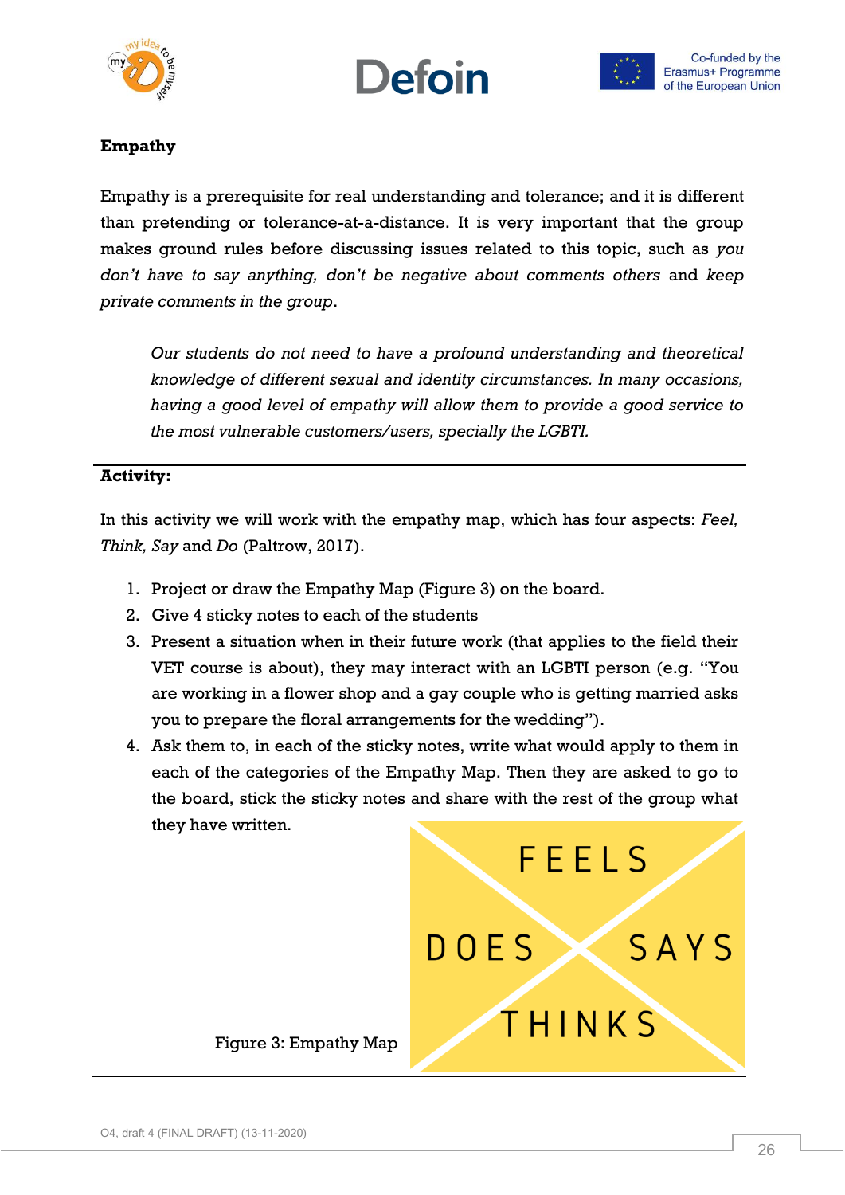**Empathy**

Empathy is a prerequisite for real understanding and tolerance; and it is different than pretending or tolerance-at-a-distance. It is very important that the group makes ground rules before discussing issues related to this topic, such as *you don't have to say anything, don't be negative about comments others* and *keep private comments in the group*.

> *Our students do not need to have a profound understanding and theoretical knowledge of different sexual and identity circumstances. In many occasions, having a good level of empathy will allow them to provide a good service to the most vulnerable customers/users, specially the LGBTI.*

---

**Activity:**

In this activity we will work with the empathy map, which has four aspects: *Feel, Think, Say* and *Do* (Paltrow, 2017).

1. Project or draw the Empathy Map (Figure 3) on the board.
2. Give 4 sticky notes to each of the students
3. Present a situation when in their future work (that applies to the field their VET course is about), they may interact with an LGBTI person (e.g. "You are working in a flower shop and a gay couple who is getting married asks you to prepare the floral arrangements for the wedding").
4. Ask them to, in each of the sticky notes, write what would apply to them in each of the categories of the Empathy Map. Then they are asked to go to the board, stick the sticky notes and share with the rest of the group what they have written.

FEELS

DOES SAYS

THINKS

Figure 3: Empathy Map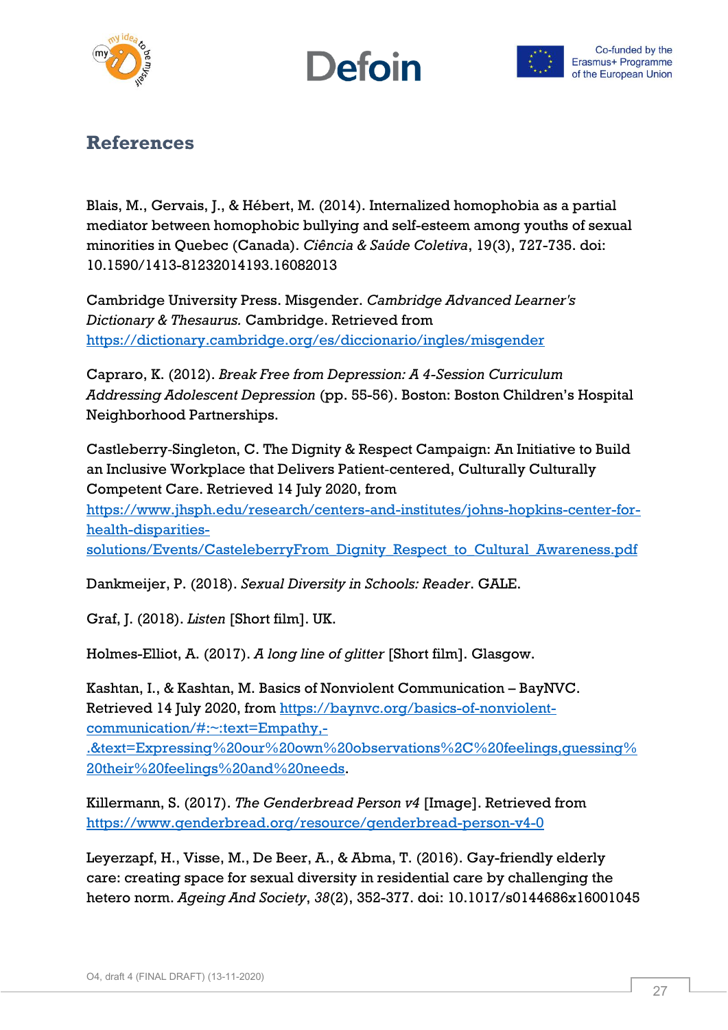## References

Blais, M., Gervais, J., & Hébert, M. (2014). Internalized homophobia as a partial mediator between homophobic bullying and self-esteem among youths of sexual minorities in Quebec (Canada). *Ciência & Saúde Coletiva*, 19(3), 727-735. doi: 10.1590/1413-81232014193.16082013

Cambridge University Press. Misgender. *Cambridge Advanced Learner's Dictionary & Thesaurus.* Cambridge. Retrieved from https://dictionary.cambridge.org/es/diccionario/ingles/misgender

Capraro, K. (2012). *Break Free from Depression: A 4-Session Curriculum Addressing Adolescent Depression* (pp. 55-56). Boston: Boston Children's Hospital Neighborhood Partnerships.

Castleberry-Singleton, C. The Dignity & Respect Campaign: An Initiative to Build an Inclusive Workplace that Delivers Patient-centered, Culturally Culturally Competent Care. Retrieved 14 July 2020, from https://www.jhsph.edu/research/centers-and-institutes/johns-hopkins-center-for-health-disparities-solutions/Events/CasteleberryFrom_Dignity_Respect_to_Cultural_Awareness.pdf

Dankmeijer, P. (2018). *Sexual Diversity in Schools: Reader*. GALE.

Graf, J. (2018). *Listen* [Short film]. UK.

Holmes-Elliot, A. (2017). *A long line of glitter* [Short film]. Glasgow.

Kashtan, I., & Kashtan, M. Basics of Nonviolent Communication – BayNVC. Retrieved 14 July 2020, from https://baynvc.org/basics-of-nonviolent-communication/#:~:text=Empathy,-.&text=Expressing%20our%20own%20observations%2C%20feelings,guessing%20their%20feelings%20and%20needs.

Killermann, S. (2017). *The Genderbread Person v4* [Image]. Retrieved from https://www.genderbread.org/resource/genderbread-person-v4-0

Leyerzapf, H., Visse, M., De Beer, A., & Abma, T. (2016). Gay-friendly elderly care: creating space for sexual diversity in residential care by challenging the hetero norm. *Ageing And Society*, *38*(2), 352-377. doi: 10.1017/s0144686x16001045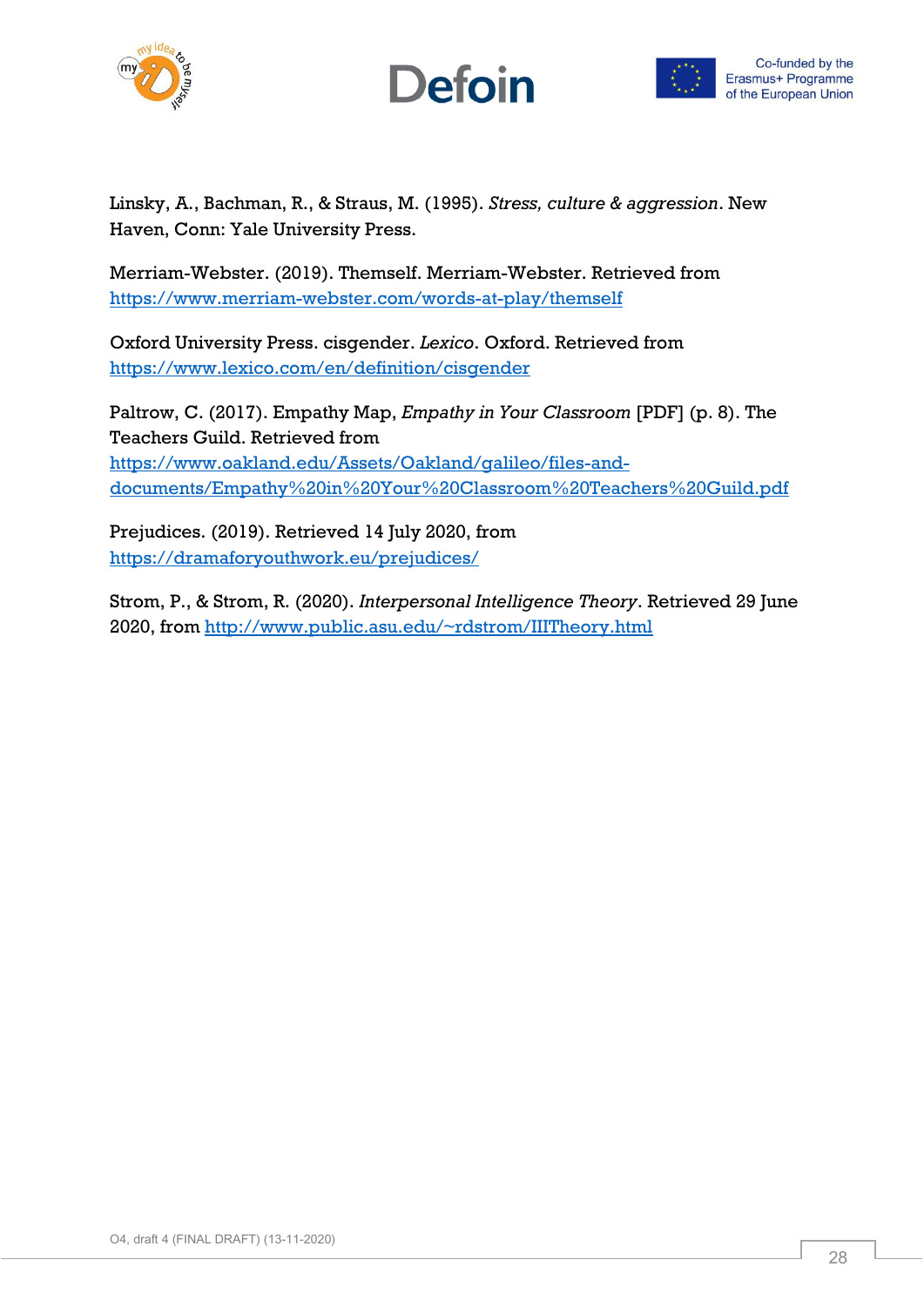Linsky, A., Bachman, R., & Straus, M. (1995). *Stress, culture & aggression*. New Haven, Conn: Yale University Press.

Merriam-Webster. (2019). Themself. Merriam-Webster. Retrieved from https://www.merriam-webster.com/words-at-play/themself

Oxford University Press. cisgender. *Lexico*. Oxford. Retrieved from https://www.lexico.com/en/definition/cisgender

Paltrow, C. (2017). Empathy Map, *Empathy in Your Classroom* [PDF] (p. 8). The Teachers Guild. Retrieved from https://www.oakland.edu/Assets/Oakland/galileo/files-and-documents/Empathy%20in%20Your%20Classroom%20Teachers%20Guild.pdf

Prejudices. (2019). Retrieved 14 July 2020, from https://dramaforyouthwork.eu/prejudices/

Strom, P., & Strom, R. (2020). *Interpersonal Intelligence Theory*. Retrieved 29 June 2020, from http://www.public.asu.edu/~rdstrom/IIITheory.html